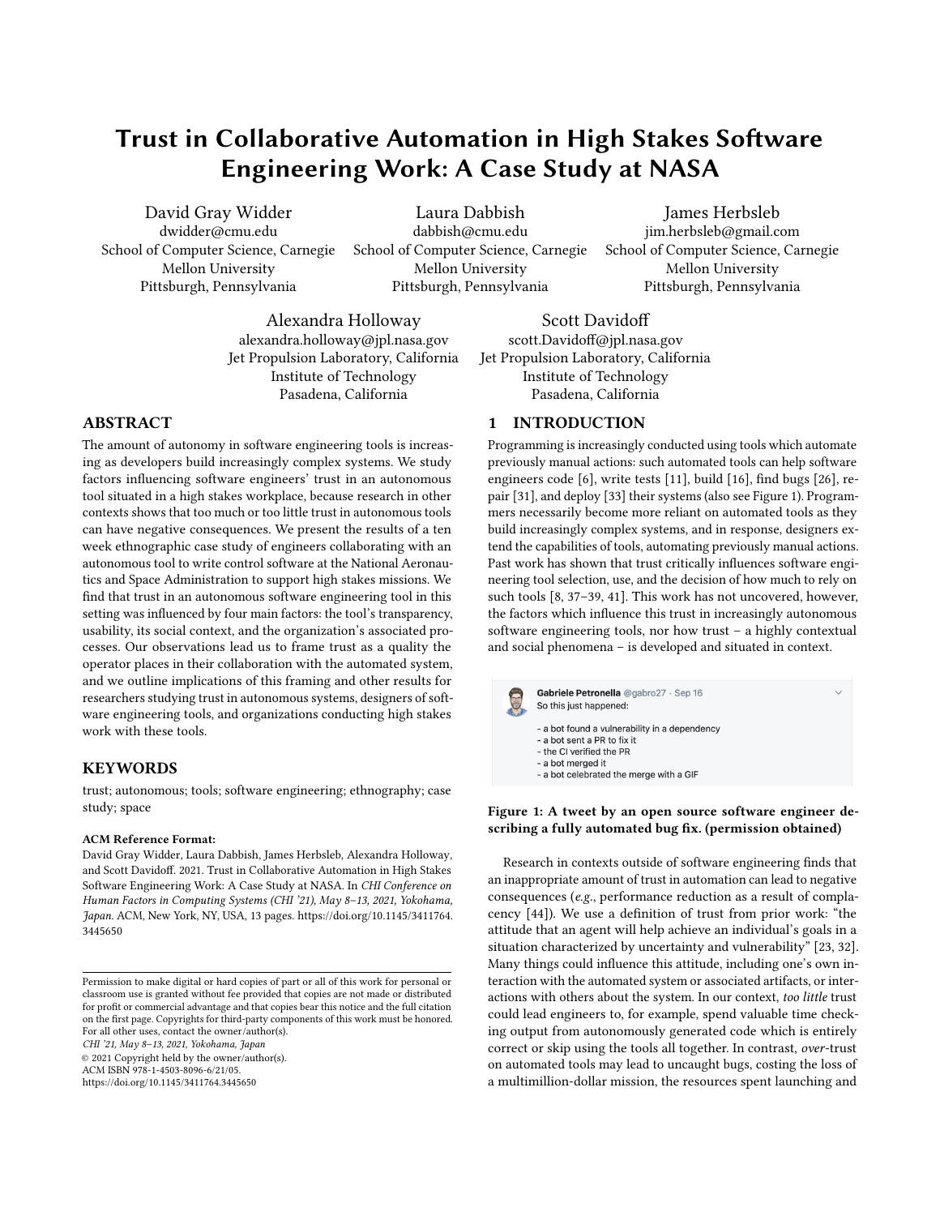# Trust in Collaborative Automation in High Stakes Software Engineering Work: A Case Study at NASA

David Gray Widder
dwidder@cmu.edu
School of Computer Science, Carnegie Mellon University
Pittsburgh, Pennsylvania

Laura Dabbish
dabbish@cmu.edu
School of Computer Science, Carnegie Mellon University
Pittsburgh, Pennsylvania

James Herbsleb
jim.herbsleb@gmail.com
School of Computer Science, Carnegie Mellon University
Pittsburgh, Pennsylvania

Alexandra Holloway
alexandra.holloway@jpl.nasa.gov
Jet Propulsion Laboratory, California Institute of Technology
Pasadena, California

Scott Davidoff
scott.Davidoff@jpl.nasa.gov
Jet Propulsion Laboratory, California Institute of Technology
Pasadena, California

## ABSTRACT

The amount of autonomy in software engineering tools is increasing as developers build increasingly complex systems. We study factors influencing software engineers' trust in an autonomous tool situated in a high stakes workplace, because research in other contexts shows that too much or too little trust in autonomous tools can have negative consequences. We present the results of a ten week ethnographic case study of engineers collaborating with an autonomous tool to write control software at the National Aeronautics and Space Administration to support high stakes missions. We find that trust in an autonomous software engineering tool in this setting was influenced by four main factors: the tool's transparency, usability, its social context, and the organization's associated processes. Our observations lead us to frame trust as a quality the operator places in their collaboration with the automated system, and we outline implications of this framing and other results for researchers studying trust in autonomous systems, designers of software engineering tools, and organizations conducting high stakes work with these tools.

## KEYWORDS

trust; autonomous; tools; software engineering; ethnography; case study; space

**ACM Reference Format:**
David Gray Widder, Laura Dabbish, James Herbsleb, Alexandra Holloway, and Scott Davidoff. 2021. Trust in Collaborative Automation in High Stakes Software Engineering Work: A Case Study at NASA. In *CHI Conference on Human Factors in Computing Systems (CHI '21), May 8–13, 2021, Yokohama, Japan.* ACM, New York, NY, USA, 13 pages. https://doi.org/10.1145/3411764.3445650

Permission to make digital or hard copies of part or all of this work for personal or classroom use is granted without fee provided that copies are not made or distributed for profit or commercial advantage and that copies bear this notice and the full citation on the first page. Copyrights for third-party components of this work must be honored. For all other uses, contact the owner/author(s).
*CHI '21, May 8–13, 2021, Yokohama, Japan*
© 2021 Copyright held by the owner/author(s).
ACM ISBN 978-1-4503-8096-6/21/05.
https://doi.org/10.1145/3411764.3445650

## 1 INTRODUCTION

Programming is increasingly conducted using tools which automate previously manual actions: such automated tools can help software engineers code [6], write tests [11], build [16], find bugs [26], repair [31], and deploy [33] their systems (also see Figure 1). Programmers necessarily become more reliant on automated tools as they build increasingly complex systems, and in response, designers extend the capabilities of tools, automating previously manual actions. Past work has shown that trust critically influences software engineering tool selection, use, and the decision of how much to rely on such tools [8, 37–39, 41]. This work has not uncovered, however, the factors which influence this trust in increasingly autonomous software engineering tools, nor how trust – a highly contextual and social phenomena – is developed and situated in context.

Gabriele Petronella @gabro27 · Sep 16
So this just happened:

- a bot found a vulnerability in a dependency
- a bot sent a PR to fix it
- the CI verified the PR
- a bot merged it
- a bot celebrated the merge with a GIF

**Figure 1: A tweet by an open source software engineer describing a fully automated bug fix. (permission obtained)**

Research in contexts outside of software engineering finds that an inappropriate amount of trust in automation can lead to negative consequences (*e.g.*, performance reduction as a result of complacency [44]). We use a definition of trust from prior work: "the attitude that an agent will help achieve an individual's goals in a situation characterized by uncertainty and vulnerability" [23, 32]. Many things could influence this attitude, including one's own interaction with the automated system or associated artifacts, or interactions with others about the system. In our context, *too little* trust could lead engineers to, for example, spend valuable time checking output from autonomously generated code which is entirely correct or skip using the tools all together. In contrast, *over*-trust on automated tools may lead to uncaught bugs, costing the loss of a multimillion-dollar mission, the resources spent launching and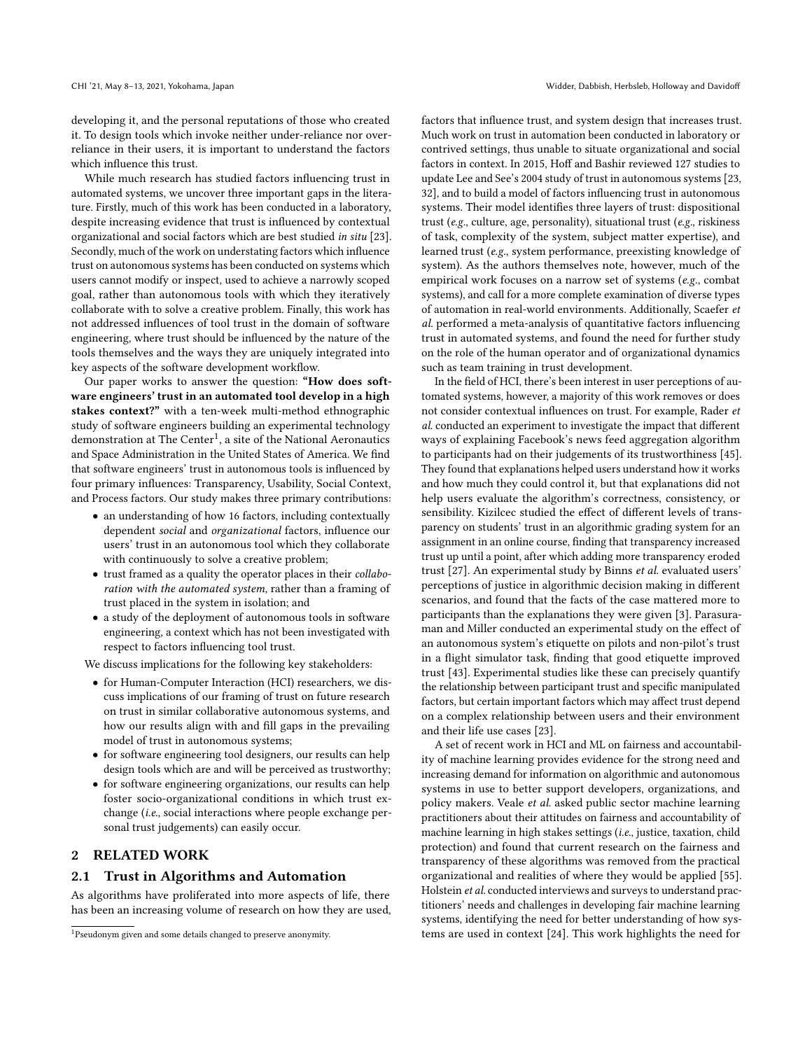developing it, and the personal reputations of those who created it. To design tools which invoke neither under-reliance nor over-reliance in their users, it is important to understand the factors which influence this trust.

While much research has studied factors influencing trust in automated systems, we uncover three important gaps in the literature. Firstly, much of this work has been conducted in a laboratory, despite increasing evidence that trust is influenced by contextual organizational and social factors which are best studied *in situ* [23]. Secondly, much of the work on understating factors which influence trust on autonomous systems has been conducted on systems which users cannot modify or inspect, used to achieve a narrowly scoped goal, rather than autonomous tools with which they iteratively collaborate with to solve a creative problem. Finally, this work has not addressed influences of tool trust in the domain of software engineering, where trust should be influenced by the nature of the tools themselves and the ways they are uniquely integrated into key aspects of the software development workflow.

Our paper works to answer the question: **"How does software engineers' trust in an automated tool develop in a high stakes context?"** with a ten-week multi-method ethnographic study of software engineers building an experimental technology demonstration at The Center[1], a site of the National Aeronautics and Space Administration in the United States of America. We find that software engineers' trust in autonomous tools is influenced by four primary influences: Transparency, Usability, Social Context, and Process factors. Our study makes three primary contributions:

- an understanding of how 16 factors, including contextually dependent *social* and *organizational* factors, influence our users' trust in an autonomous tool which they collaborate with continuously to solve a creative problem;
- trust framed as a quality the operator places in their *collaboration with the automated system*, rather than a framing of trust placed in the system in isolation; and
- a study of the deployment of autonomous tools in software engineering, a context which has not been investigated with respect to factors influencing tool trust.

We discuss implications for the following key stakeholders:

- for Human-Computer Interaction (HCI) researchers, we discuss implications of our framing of trust on future research on trust in similar collaborative autonomous systems, and how our results align with and fill gaps in the prevailing model of trust in autonomous systems;
- for software engineering tool designers, our results can help design tools which are and will be perceived as trustworthy;
- for software engineering organizations, our results can help foster socio-organizational conditions in which trust exchange (*i.e.*, social interactions where people exchange personal trust judgements) can easily occur.

## 2 RELATED WORK

### 2.1 Trust in Algorithms and Automation

As algorithms have proliferated into more aspects of life, there has been an increasing volume of research on how they are used, factors that influence trust, and system design that increases trust. Much work on trust in automation been conducted in laboratory or contrived settings, thus unable to situate organizational and social factors in context. In 2015, Hoff and Bashir reviewed 127 studies to update Lee and See's 2004 study of trust in autonomous systems [23, 32], and to build a model of factors influencing trust in autonomous systems. Their model identifies three layers of trust: dispositional trust (*e.g.*, culture, age, personality), situational trust (*e.g.*, riskiness of task, complexity of the system, subject matter expertise), and learned trust (*e.g.*, system performance, preexisting knowledge of system). As the authors themselves note, however, much of the empirical work focuses on a narrow set of systems (*e.g.*, combat systems), and call for a more complete examination of diverse types of automation in real-world environments. Additionally, Scaefer *et al.* performed a meta-analysis of quantitative factors influencing trust in automated systems, and found the need for further study on the role of the human operator and of organizational dynamics such as team training in trust development.

In the field of HCI, there's been interest in user perceptions of automated systems, however, a majority of this work removes or does not consider contextual influences on trust. For example, Rader *et al.* conducted an experiment to investigate the impact that different ways of explaining Facebook's news feed aggregation algorithm to participants had on their judgements of its trustworthiness [45]. They found that explanations helped users understand how it works and how much they could control it, but that explanations did not help users evaluate the algorithm's correctness, consistency, or sensibility. Kizilcec studied the effect of different levels of transparency on students' trust in an algorithmic grading system for an assignment in an online course, finding that transparency increased trust up until a point, after which adding more transparency eroded trust [27]. An experimental study by Binns *et al.* evaluated users' perceptions of justice in algorithmic decision making in different scenarios, and found that the facts of the case mattered more to participants than the explanations they were given [3]. Parasuraman and Miller conducted an experimental study on the effect of an autonomous system's etiquette on pilots and non-pilot's trust in a flight simulator task, finding that good etiquette improved trust [43]. Experimental studies like these can precisely quantify the relationship between participant trust and specific manipulated factors, but certain important factors which may affect trust depend on a complex relationship between users and their environment and their life use cases [23].

A set of recent work in HCI and ML on fairness and accountability of machine learning provides evidence for the strong need and increasing demand for information on algorithmic and autonomous systems in use to better support developers, organizations, and policy makers. Veale *et al.* asked public sector machine learning practitioners about their attitudes on fairness and accountability of machine learning in high stakes settings (*i.e.*, justice, taxation, child protection) and found that current research on the fairness and transparency of these algorithms was removed from the practical organizational and realities of where they would be applied [55]. Holstein *et al.* conducted interviews and surveys to understand practitioners' needs and challenges in developing fair machine learning systems, identifying the need for better understanding of how systems are used in context [24]. This work highlights the need for

[1] Pseudonym given and some details changed to preserve anonymity.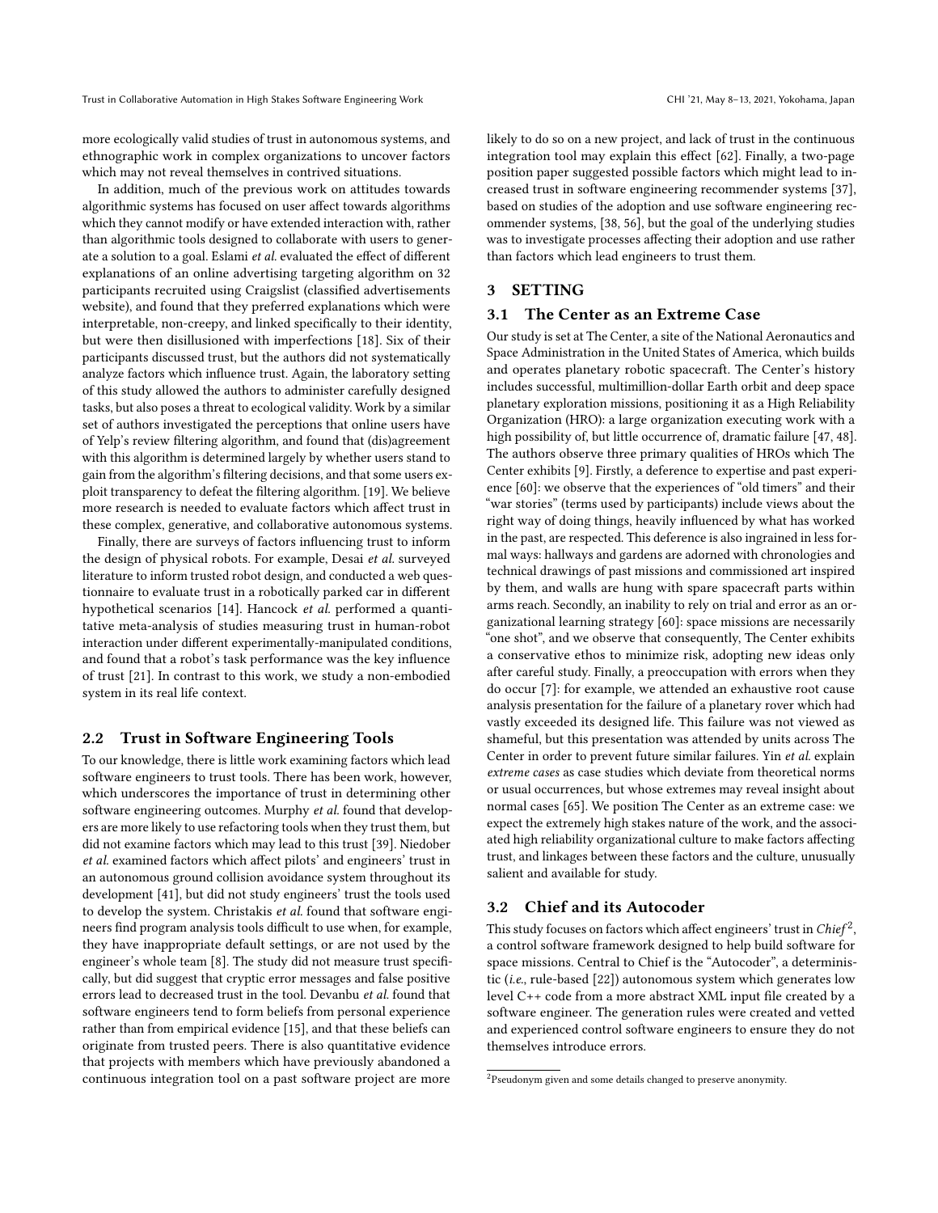more ecologically valid studies of trust in autonomous systems, and ethnographic work in complex organizations to uncover factors which may not reveal themselves in contrived situations.

In addition, much of the previous work on attitudes towards algorithmic systems has focused on user affect towards algorithms which they cannot modify or have extended interaction with, rather than algorithmic tools designed to collaborate with users to generate a solution to a goal. Eslami *et al.* evaluated the effect of different explanations of an online advertising targeting algorithm on 32 participants recruited using Craigslist (classified advertisements website), and found that they preferred explanations which were interpretable, non-creepy, and linked specifically to their identity, but were then disillusioned with imperfections [18]. Six of their participants discussed trust, but the authors did not systematically analyze factors which influence trust. Again, the laboratory setting of this study allowed the authors to administer carefully designed tasks, but also poses a threat to ecological validity. Work by a similar set of authors investigated the perceptions that online users have of Yelp's review filtering algorithm, and found that (dis)agreement with this algorithm is determined largely by whether users stand to gain from the algorithm's filtering decisions, and that some users exploit transparency to defeat the filtering algorithm. [19]. We believe more research is needed to evaluate factors which affect trust in these complex, generative, and collaborative autonomous systems.

Finally, there are surveys of factors influencing trust to inform the design of physical robots. For example, Desai *et al.* surveyed literature to inform trusted robot design, and conducted a web questionnaire to evaluate trust in a robotically parked car in different hypothetical scenarios [14]. Hancock *et al.* performed a quantitative meta-analysis of studies measuring trust in human-robot interaction under different experimentally-manipulated conditions, and found that a robot's task performance was the key influence of trust [21]. In contrast to this work, we study a non-embodied system in its real life context.

## 2.2 Trust in Software Engineering Tools

To our knowledge, there is little work examining factors which lead software engineers to trust tools. There has been work, however, which underscores the importance of trust in determining other software engineering outcomes. Murphy *et al.* found that developers are more likely to use refactoring tools when they trust them, but did not examine factors which may lead to this trust [39]. Niedober *et al.* examined factors which affect pilots' and engineers' trust in an autonomous ground collision avoidance system throughout its development [41], but did not study engineers' trust the tools used to develop the system. Christakis *et al.* found that software engineers find program analysis tools difficult to use when, for example, they have inappropriate default settings, or are not used by the engineer's whole team [8]. The study did not measure trust specifically, but did suggest that cryptic error messages and false positive errors lead to decreased trust in the tool. Devanbu *et al.* found that software engineers tend to form beliefs from personal experience rather than from empirical evidence [15], and that these beliefs can originate from trusted peers. There is also quantitative evidence that projects with members which have previously abandoned a continuous integration tool on a past software project are more likely to do so on a new project, and lack of trust in the continuous integration tool may explain this effect [62]. Finally, a two-page position paper suggested possible factors which might lead to increased trust in software engineering recommender systems [37], based on studies of the adoption and use software engineering recommender systems, [38, 56], but the goal of the underlying studies was to investigate processes affecting their adoption and use rather than factors which lead engineers to trust them.

# 3 SETTING

## 3.1 The Center as an Extreme Case

Our study is set at The Center, a site of the National Aeronautics and Space Administration in the United States of America, which builds and operates planetary robotic spacecraft. The Center's history includes successful, multimillion-dollar Earth orbit and deep space planetary exploration missions, positioning it as a High Reliability Organization (HRO): a large organization executing work with a high possibility of, but little occurrence of, dramatic failure [47, 48]. The authors observe three primary qualities of HROs which The Center exhibits [9]. Firstly, a deference to expertise and past experience [60]: we observe that the experiences of "old timers" and their "war stories" (terms used by participants) include views about the right way of doing things, heavily influenced by what has worked in the past, are respected. This deference is also ingrained in less formal ways: hallways and gardens are adorned with chronologies and technical drawings of past missions and commissioned art inspired by them, and walls are hung with spare spacecraft parts within arms reach. Secondly, an inability to rely on trial and error as an organizational learning strategy [60]: space missions are necessarily "one shot", and we observe that consequently, The Center exhibits a conservative ethos to minimize risk, adopting new ideas only after careful study. Finally, a preoccupation with errors when they do occur [7]: for example, we attended an exhaustive root cause analysis presentation for the failure of a planetary rover which had vastly exceeded its designed life. This failure was not viewed as shameful, but this presentation was attended by units across The Center in order to prevent future similar failures. Yin *et al.* explain *extreme cases* as case studies which deviate from theoretical norms or usual occurrences, but whose extremes may reveal insight about normal cases [65]. We position The Center as an extreme case: we expect the extremely high stakes nature of the work, and the associated high reliability organizational culture to make factors affecting trust, and linkages between these factors and the culture, unusually salient and available for study.

## 3.2 Chief and its Autocoder

This study focuses on factors which affect engineers' trust in *Chief*[2], a control software framework designed to help build software for space missions. Central to Chief is the "Autocoder", a deterministic (*i.e.*, rule-based [22]) autonomous system which generates low level C++ code from a more abstract XML input file created by a software engineer. The generation rules were created and vetted and experienced control software engineers to ensure they do not themselves introduce errors.

[2] Pseudonym given and some details changed to preserve anonymity.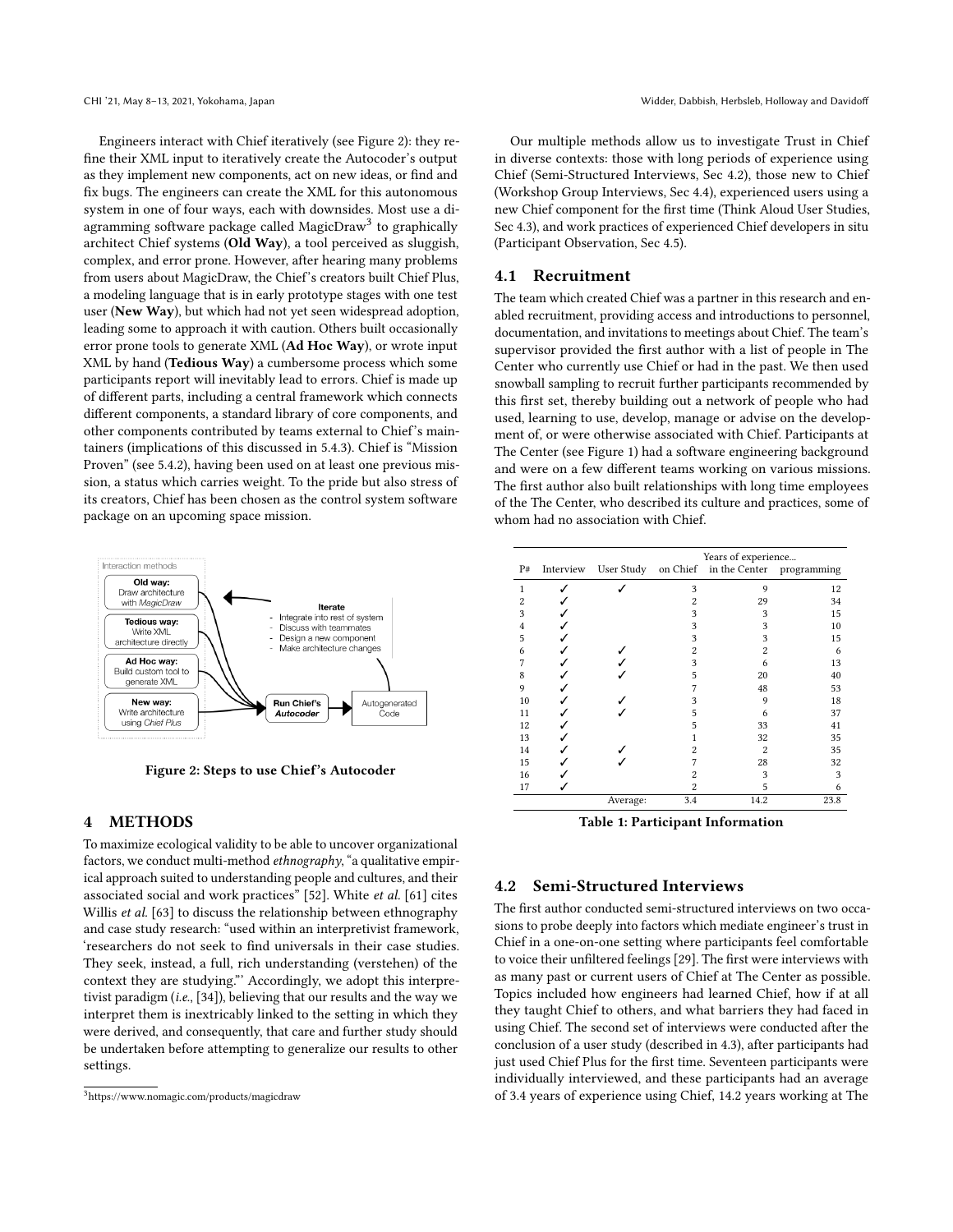Engineers interact with Chief iteratively (see Figure 2): they refine their XML input to iteratively create the Autocoder's output as they implement new components, act on new ideas, or find and fix bugs. The engineers can create the XML for this autonomous system in one of four ways, each with downsides. Most use a diagramming software package called MagicDraw[3] to graphically architect Chief systems (**Old Way**), a tool perceived as sluggish, complex, and error prone. However, after hearing many problems from users about MagicDraw, the Chief's creators built Chief Plus, a modeling language that is in early prototype stages with one test user (**New Way**), but which had not yet seen widespread adoption, leading some to approach it with caution. Others built occasionally error prone tools to generate XML (**Ad Hoc Way**), or wrote input XML by hand (**Tedious Way**) a cumbersome process which some participants report will inevitably lead to errors. Chief is made up of different parts, including a central framework which connects different components, a standard library of core components, and other components contributed by teams external to Chief's maintainers (implications of this discussed in 5.4.3). Chief is "Mission Proven" (see 5.4.2), having been used on at least one previous mission, a status which carries weight. To the pride but also stress of its creators, Chief has been chosen as the control system software package on an upcoming space mission.

Interaction methods

- **Old way:** Draw architecture with *MagicDraw*
- **Tedious way:** Write XML architecture directly
- **Ad Hoc way:** Build custom tool to generate XML
- **New way:** Write architecture using *Chief Plus*

**Run Chief's *Autocoder*** → Autogenerated Code

**Iterate**
- Integrate into rest of system
- Discuss with teammates
- Design a new component
- Make architecture changes

**Figure 2: Steps to use Chief's Autocoder**

## 4 METHODS

To maximize ecological validity to be able to uncover organizational factors, we conduct multi-method *ethnography*, "a qualitative empirical approach suited to understanding people and cultures, and their associated social and work practices" [52]. White *et al.* [61] cites Willis *et al.* [63] to discuss the relationship between ethnography and case study research: "used within an interpretivist framework, 'researchers do not seek to find universals in their case studies. They seek, instead, a full, rich understanding (verstehen) of the context they are studying."' Accordingly, we adopt this interpretivist paradigm (*i.e.*, [34]), believing that our results and the way we interpret them is inextricably linked to the setting in which they were derived, and consequently, that care and further study should be undertaken before attempting to generalize our results to other settings.

Our multiple methods allow us to investigate Trust in Chief in diverse contexts: those with long periods of experience using Chief (Semi-Structured Interviews, Sec 4.2), those new to Chief (Workshop Group Interviews, Sec 4.4), experienced users using a new Chief component for the first time (Think Aloud User Studies, Sec 4.3), and work practices of experienced Chief developers in situ (Participant Observation, Sec 4.5).

### 4.1 Recruitment

The team which created Chief was a partner in this research and enabled recruitment, providing access and introductions to personnel, documentation, and invitations to meetings about Chief. The team's supervisor provided the first author with a list of people in The Center who currently use Chief or had in the past. We then used snowball sampling to recruit further participants recommended by this first set, thereby building out a network of people who had used, learning to use, develop, manage or advise on the development of, or were otherwise associated with Chief. Participants at The Center (see Figure 1) had a software engineering background and were on a few different teams working on various missions. The first author also built relationships with long time employees of the The Center, who described its culture and practices, some of whom had no association with Chief.

| | | | Years of experience... | | |
|---|---|---|---|---|---|
| P# | Interview | User Study | on Chief | in the Center | programming |
| 1 | ✓ | ✓ | 3 | 9 | 12 |
| 2 | ✓ | | 2 | 29 | 34 |
| 3 | ✓ | | 3 | 3 | 15 |
| 4 | ✓ | | 3 | 3 | 10 |
| 5 | ✓ | | 3 | 3 | 15 |
| 6 | ✓ | ✓ | 2 | 2 | 6 |
| 7 | ✓ | ✓ | 3 | 6 | 13 |
| 8 | ✓ | ✓ | 5 | 20 | 40 |
| 9 | ✓ | | 7 | 48 | 53 |
| 10 | ✓ | ✓ | 3 | 9 | 18 |
| 11 | ✓ | ✓ | 5 | 6 | 37 |
| 12 | ✓ | | 5 | 33 | 41 |
| 13 | ✓ | | 1 | 32 | 35 |
| 14 | ✓ | ✓ | 2 | 2 | 35 |
| 15 | ✓ | ✓ | 7 | 28 | 32 |
| 16 | ✓ | | 2 | 3 | 3 |
| 17 | ✓ | | 2 | 5 | 6 |
| | | Average: | 3.4 | 14.2 | 23.8 |

**Table 1: Participant Information**

### 4.2 Semi-Structured Interviews

The first author conducted semi-structured interviews on two occasions to probe deeply into factors which mediate engineer's trust in Chief in a one-on-one setting where participants feel comfortable to voice their unfiltered feelings [29]. The first were interviews with as many past or current users of Chief at The Center as possible. Topics included how engineers had learned Chief, how if at all they taught Chief to others, and what barriers they had faced in using Chief. The second set of interviews were conducted after the conclusion of a user study (described in 4.3), after participants had just used Chief Plus for the first time. Seventeen participants were individually interviewed, and these participants had an average of 3.4 years of experience using Chief, 14.2 years working at The

[3] https://www.nomagic.com/products/magicdraw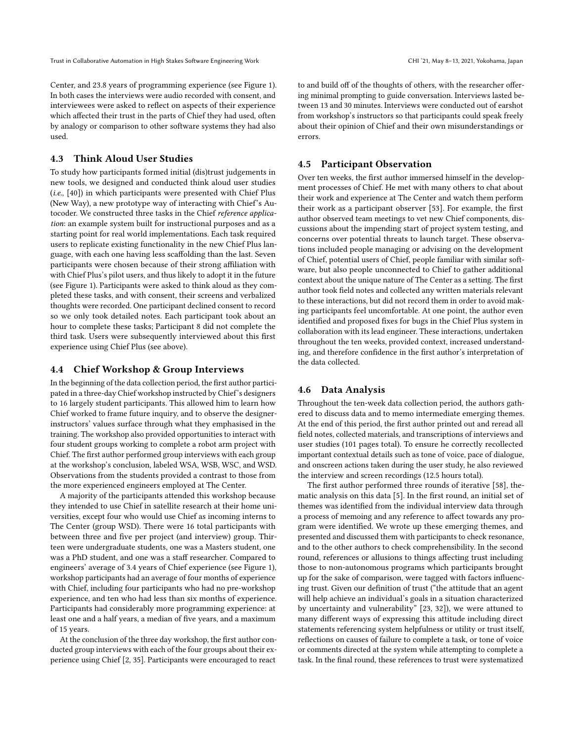Center, and 23.8 years of programming experience (see Figure 1). In both cases the interviews were audio recorded with consent, and interviewees were asked to reflect on aspects of their experience which affected their trust in the parts of Chief they had used, often by analogy or comparison to other software systems they had also used.

### 4.3 Think Aloud User Studies

To study how participants formed initial (dis)trust judgements in new tools, we designed and conducted think aloud user studies (*i.e.*, [40]) in which participants were presented with Chief Plus (New Way), a new prototype way of interacting with Chief's Autocoder. We constructed three tasks in the Chief *reference application*: an example system built for instructional purposes and as a starting point for real world implementations. Each task required users to replicate existing functionality in the new Chief Plus language, with each one having less scaffolding than the last. Seven participants were chosen because of their strong affiliation with with Chief Plus's pilot users, and thus likely to adopt it in the future (see Figure 1). Participants were asked to think aloud as they completed these tasks, and with consent, their screens and verbalized thoughts were recorded. One participant declined consent to record so we only took detailed notes. Each participant took about an hour to complete these tasks; Participant 8 did not complete the third task. Users were subsequently interviewed about this first experience using Chief Plus (see above).

### 4.4 Chief Workshop & Group Interviews

In the beginning of the data collection period, the first author participated in a three-day Chief workshop instructed by Chief's designers to 16 largely student participants. This allowed him to learn how Chief worked to frame future inquiry, and to observe the designer-instructors' values surface through what they emphasised in the training. The workshop also provided opportunities to interact with four student groups working to complete a robot arm project with Chief. The first author performed group interviews with each group at the workshop's conclusion, labeled WSA, WSB, WSC, and WSD. Observations from the students provided a contrast to those from the more experienced engineers employed at The Center.

A majority of the participants attended this workshop because they intended to use Chief in satellite research at their home universities, except four who would use Chief as incoming interns to The Center (group WSD). There were 16 total participants with between three and five per project (and interview) group. Thirteen were undergraduate students, one was a Masters student, one was a PhD student, and one was a staff researcher. Compared to engineers' average of 3.4 years of Chief experience (see Figure 1), workshop participants had an average of four months of experience with Chief, including four participants who had no pre-workshop experience, and ten who had less than six months of experience. Participants had considerably more programming experience: at least one and a half years, a median of five years, and a maximum of 15 years.

At the conclusion of the three day workshop, the first author conducted group interviews with each of the four groups about their experience using Chief [2, 35]. Participants were encouraged to react to and build off of the thoughts of others, with the researcher offering minimal prompting to guide conversation. Interviews lasted between 13 and 30 minutes. Interviews were conducted out of earshot from workshop's instructors so that participants could speak freely about their opinion of Chief and their own misunderstandings or errors.

### 4.5 Participant Observation

Over ten weeks, the first author immersed himself in the development processes of Chief. He met with many others to chat about their work and experience at The Center and watch them perform their work as a participant observer [53]. For example, the first author observed team meetings to vet new Chief components, discussions about the impending start of project system testing, and concerns over potential threats to launch target. These observations included people managing or advising on the development of Chief, potential users of Chief, people familiar with similar software, but also people unconnected to Chief to gather additional context about the unique nature of The Center as a setting. The first author took field notes and collected any written materials relevant to these interactions, but did not record them in order to avoid making participants feel uncomfortable. At one point, the author even identified and proposed fixes for bugs in the Chief Plus system in collaboration with its lead engineer. These interactions, undertaken throughout the ten weeks, provided context, increased understanding, and therefore confidence in the first author's interpretation of the data collected.

### 4.6 Data Analysis

Throughout the ten-week data collection period, the authors gathered to discuss data and to memo intermediate emerging themes. At the end of this period, the first author printed out and reread all field notes, collected materials, and transcriptions of interviews and user studies (101 pages total). To ensure he correctly recollected important contextual details such as tone of voice, pace of dialogue, and onscreen actions taken during the user study, he also reviewed the interview and screen recordings (12.5 hours total).

The first author performed three rounds of iterative [58], thematic analysis on this data [5]. In the first round, an initial set of themes was identified from the individual interview data through a process of memoing and any reference to affect towards any program were identified. We wrote up these emerging themes, and presented and discussed them with participants to check resonance, and to the other authors to check comprehensibility. In the second round, references or allusions to things affecting trust including those to non-autonomous programs which participants brought up for the sake of comparison, were tagged with factors influencing trust. Given our definition of trust ("the attitude that an agent will help achieve an individual's goals in a situation characterized by uncertainty and vulnerability" [23, 32]), we were attuned to many different ways of expressing this attitude including direct statements referencing system helpfulness or utility or trust itself, reflections on causes of failure to complete a task, or tone of voice or comments directed at the system while attempting to complete a task. In the final round, these references to trust were systematized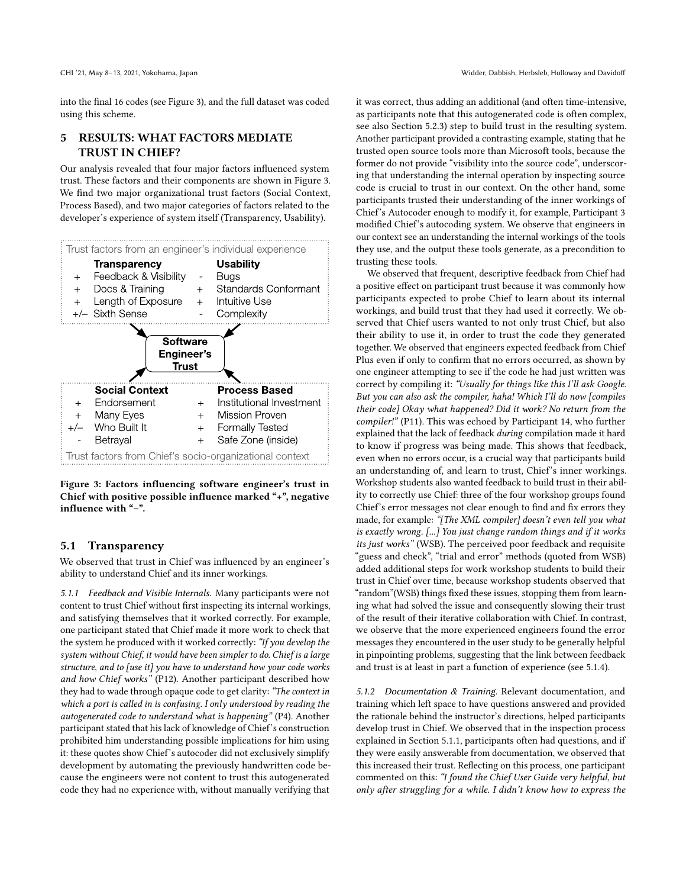into the final 16 codes (see Figure 3), and the full dataset was coded using this scheme.

# 5 RESULTS: WHAT FACTORS MEDIATE TRUST IN CHIEF?

Our analysis revealed that four major factors influenced system trust. These factors and their components are shown in Figure 3. We find two major organizational trust factors (Social Context, Process Based), and two major categories of factors related to the developer's experience of system itself (Transparency, Usability).

Trust factors from an engineer's individual experience

| | **Transparency** | | **Usability** |
|---|---|---|---|
| + | Feedback & Visibility | - | Bugs |
| + | Docs & Training | + | Standards Conformant |
| + | Length of Exposure | + | Intuitive Use |
| +/– | Sixth Sense | - | Complexity |

**Software Engineer's Trust**

| | **Social Context** | | **Process Based** |
|---|---|---|---|
| + | Endorsement | + | Institutional Investment |
| + | Many Eyes | + | Mission Proven |
| +/– | Who Built It | + | Formally Tested |
| - | Betrayal | + | Safe Zone (inside) |

Trust factors from Chief's socio-organizational context

**Figure 3: Factors influencing software engineer's trust in Chief with positive possible influence marked "+", negative influence with "–".**

## 5.1 Transparency

We observed that trust in Chief was influenced by an engineer's ability to understand Chief and its inner workings.

### 5.1.1 Feedback and Visible Internals.

Many participants were not content to trust Chief without first inspecting its internal workings, and satisfying themselves that it worked correctly. For example, one participant stated that Chief made it more work to check that the system he produced with it worked correctly: *"If you develop the system without Chief, it would have been simpler to do. Chief is a large structure, and to [use it] you have to understand how your code works and how Chief works"* (P12). Another participant described how they had to wade through opaque code to get clarity: *"The context in which a port is called in is confusing. I only understood by reading the autogenerated code to understand what is happening"* (P4). Another participant stated that his lack of knowledge of Chief's construction prohibited him understanding possible implications for him using it: these quotes show Chief's autocoder did not exclusively simplify development by automating the previously handwritten code because the engineers were not content to trust this autogenerated code they had no experience with, without manually verifying that it was correct, thus adding an additional (and often time-intensive, as participants note that this autogenerated code is often complex, see also Section 5.2.3) step to build trust in the resulting system. Another participant provided a contrasting example, stating that he trusted open source tools more than Microsoft tools, because the former do not provide "visibility into the source code", underscoring that understanding the internal operation by inspecting source code is crucial to trust in our context. On the other hand, some participants trusted their understanding of the inner workings of Chief's Autocoder enough to modify it, for example, Participant 3 modified Chief's autocoding system. We observe that engineers in our context see an understanding the internal workings of the tools they use, and the output these tools generate, as a precondition to trusting these tools.

We observed that frequent, descriptive feedback from Chief had a positive effect on participant trust because it was commonly how participants expected to probe Chief to learn about its internal workings, and build trust that they had used it correctly. We observed that Chief users wanted to not only trust Chief, but also their ability to use it, in order to trust the code they generated together. We observed that engineers expected feedback from Chief Plus even if only to confirm that no errors occurred, as shown by one engineer attempting to see if the code he had just written was correct by compiling it: *"Usually for things like this I'll ask Google. But you can also ask the compiler, haha! Which I'll do now [compiles their code] Okay what happened? Did it work? No return from the compiler!"* (P11). This was echoed by Participant 14, who further explained that the lack of feedback *during* compilation made it hard to know if progress was being made. This shows that feedback, even when no errors occur, is a crucial way that participants build an understanding of, and learn to trust, Chief's inner workings. Workshop students also wanted feedback to build trust in their ability to correctly use Chief: three of the four workshop groups found Chief's error messages not clear enough to find and fix errors they made, for example: *"[The XML compiler] doesn't even tell you what is exactly wrong. [...] You just change random things and if it works its just works"* (WSB). The perceived poor feedback and requisite "guess and check", "trial and error" methods (quoted from WSB) added additional steps for work workshop students to build their trust in Chief over time, because workshop students observed that "random"(WSB) things fixed these issues, stopping them from learning what had solved the issue and consequently slowing their trust of the result of their iterative collaboration with Chief. In contrast, we observe that the more experienced engineers found the error messages they encountered in the user study to be generally helpful in pinpointing problems, suggesting that the link between feedback and trust is at least in part a function of experience (see 5.1.4).

### 5.1.2 Documentation & Training.

Relevant documentation, and training which left space to have questions answered and provided the rationale behind the instructor's directions, helped participants develop trust in Chief. We observed that in the inspection process explained in Section 5.1.1, participants often had questions, and if they were easily answerable from documentation, we observed that this increased their trust. Reflecting on this process, one participant commented on this: *"I found the Chief User Guide very helpful, but only after struggling for a while. I didn't know how to express the*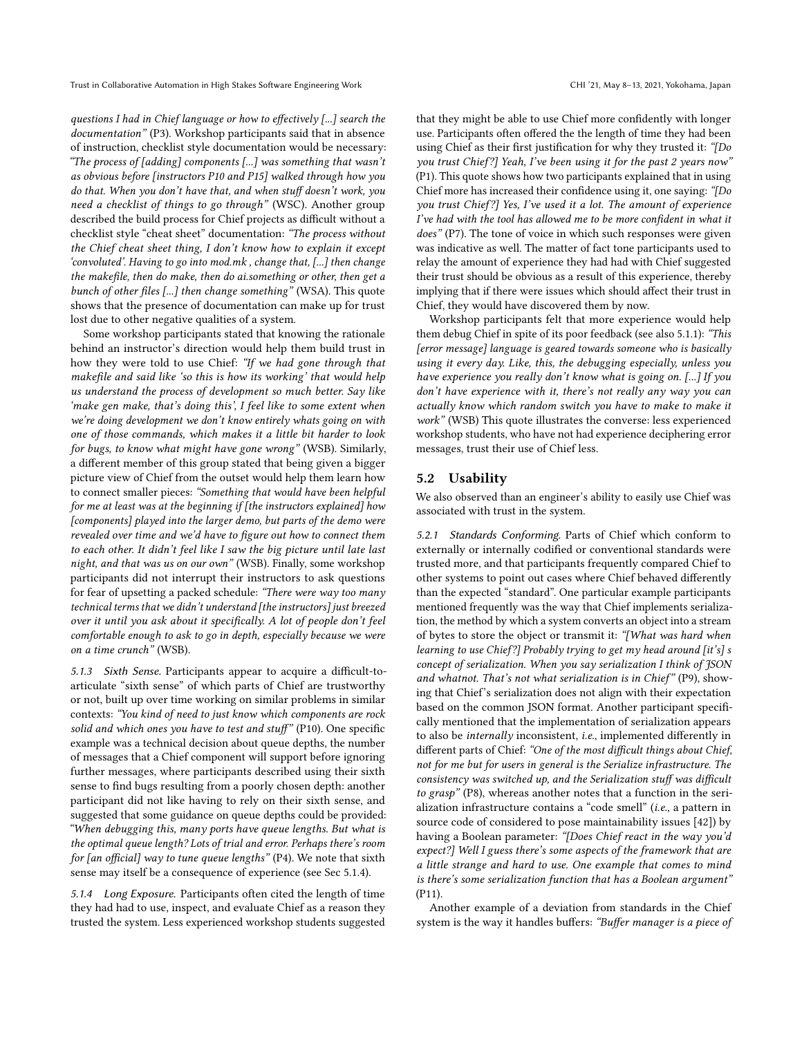*questions I had in Chief language or how to effectively [...] search the documentation"* (P3). Workshop participants said that in absence of instruction, checklist style documentation would be necessary: *"The process of [adding] components [...] was something that wasn't as obvious before [instructors P10 and P15] walked through how you do that. When you don't have that, and when stuff doesn't work, you need a checklist of things to go through"* (WSC). Another group described the build process for Chief projects as difficult without a checklist style "cheat sheet" documentation: *"The process without the Chief cheat sheet thing, I don't know how to explain it except 'convoluted'. Having to go into mod.mk , change that, [...] then change the makefile, then do make, then do ai.something or other, then get a bunch of other files [...] then change something"* (WSA). This quote shows that the presence of documentation can make up for trust lost due to other negative qualities of a system.

Some workshop participants stated that knowing the rationale behind an instructor's direction would help them build trust in how they were told to use Chief: *"If we had gone through that makefile and said like 'so this is how its working' that would help us understand the process of development so much better. Say like 'make gen make, that's doing this', I feel like to some extent when we're doing development we don't know entirely whats going on with one of those commands, which makes it a little bit harder to look for bugs, to know what might have gone wrong"* (WSB). Similarly, a different member of this group stated that being given a bigger picture view of Chief from the outset would help them learn how to connect smaller pieces: *"Something that would have been helpful for me at least was at the beginning if [the instructors explained] how [components] played into the larger demo, but parts of the demo were revealed over time and we'd have to figure out how to connect them to each other. It didn't feel like I saw the big picture until late last night, and that was us on our own"* (WSB). Finally, some workshop participants did not interrupt their instructors to ask questions for fear of upsetting a packed schedule: *"There were way too many technical terms that we didn't understand [the instructors] just breezed over it until you ask about it specifically. A lot of people don't feel comfortable enough to ask to go in depth, especially because we were on a time crunch"* (WSB).

#### 5.1.3 Sixth Sense.

Participants appear to acquire a difficult-to-articulate "sixth sense" of which parts of Chief are trustworthy or not, built up over time working on similar problems in similar contexts: *"You kind of need to just know which components are rock solid and which ones you have to test and stuff"* (P10). One specific example was a technical decision about queue depths, the number of messages that a Chief component will support before ignoring further messages, where participants described using their sixth sense to find bugs resulting from a poorly chosen depth: another participant did not like having to rely on their sixth sense, and suggested that some guidance on queue depths could be provided: *"When debugging this, many ports have queue lengths. But what is the optimal queue length? Lots of trial and error. Perhaps there's room for [an official] way to tune queue lengths"* (P4). We note that sixth sense may itself be a consequence of experience (see Sec 5.1.4).

#### 5.1.4 Long Exposure.

Participants often cited the length of time they had had to use, inspect, and evaluate Chief as a reason they trusted the system. Less experienced workshop students suggested that they might be able to use Chief more confidently with longer use. Participants often offered the the length of time they had been using Chief as their first justification for why they trusted it: *"[Do you trust Chief?] Yeah, I've been using it for the past 2 years now"* (P1). This quote shows how two participants explained that in using Chief more has increased their confidence using it, one saying: *"[Do you trust Chief?] Yes, I've used it a lot. The amount of experience I've had with the tool has allowed me to be more confident in what it does"* (P7). The tone of voice in which such responses were given was indicative as well. The matter of fact tone participants used to relay the amount of experience they had had with Chief suggested their trust should be obvious as a result of this experience, thereby implying that if there were issues which should affect their trust in Chief, they would have discovered them by now.

Workshop participants felt that more experience would help them debug Chief in spite of its poor feedback (see also 5.1.1): *"This [error message] language is geared towards someone who is basically using it every day. Like, this, the debugging especially, unless you have experience you really don't know what is going on. [...] If you don't have experience with it, there's not really any way you can actually know which random switch you have to make to make it work"* (WSB) This quote illustrates the converse: less experienced workshop students, who have not had experience deciphering error messages, trust their use of Chief less.

### 5.2 Usability

We also observed than an engineer's ability to easily use Chief was associated with trust in the system.

#### 5.2.1 Standards Conforming.

Parts of Chief which conform to externally or internally codified or conventional standards were trusted more, and that participants frequently compared Chief to other systems to point out cases where Chief behaved differently than the expected "standard". One particular example participants mentioned frequently was the way that Chief implements serialization, the method by which a system converts an object into a stream of bytes to store the object or transmit it: *"[What was hard when learning to use Chief?] Probably trying to get my head around [it's] s concept of serialization. When you say serialization I think of JSON and whatnot. That's not what serialization is in Chief"* (P9), showing that Chief's serialization does not align with their expectation based on the common JSON format. Another participant specifically mentioned that the implementation of serialization appears to also be *internally* inconsistent, *i.e.*, implemented differently in different parts of Chief: *"One of the most difficult things about Chief, not for me but for users in general is the Serialize infrastructure. The consistency was switched up, and the Serialization stuff was difficult to grasp"* (P8), whereas another notes that a function in the serialization infrastructure contains a "code smell" (*i.e.*, a pattern in source code of considered to pose maintainability issues [42]) by having a Boolean parameter: *"[Does Chief react in the way you'd expect?] Well I guess there's some aspects of the framework that are a little strange and hard to use. One example that comes to mind is there's some serialization function that has a Boolean argument"* (P11).

Another example of a deviation from standards in the Chief system is the way it handles buffers: *"Buffer manager is a piece of*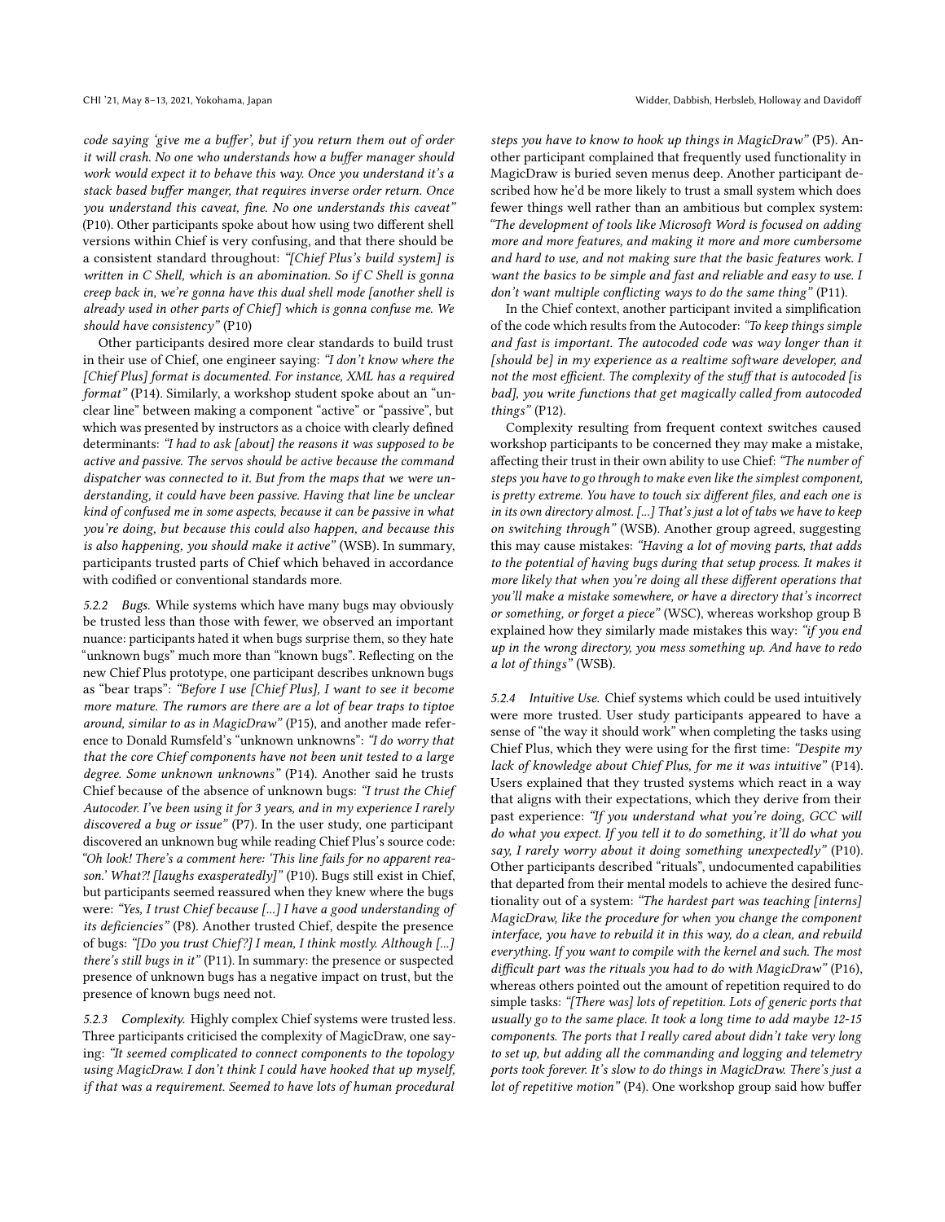*code saying 'give me a buffer', but if you return them out of order it will crash. No one who understands how a buffer manager should work would expect it to behave this way. Once you understand it's a stack based buffer manger, that requires inverse order return. Once you understand this caveat, fine. No one understands this caveat"* (P10). Other participants spoke about how using two different shell versions within Chief is very confusing, and that there should be a consistent standard throughout: *"[Chief Plus's build system] is written in C Shell, which is an abomination. So if C Shell is gonna creep back in, we're gonna have this dual shell mode [another shell is already used in other parts of Chief] which is gonna confuse me. We should have consistency"* (P10)

Other participants desired more clear standards to build trust in their use of Chief, one engineer saying: *"I don't know where the [Chief Plus] format is documented. For instance, XML has a required format"* (P14). Similarly, a workshop student spoke about an "unclear line" between making a component "active" or "passive", but which was presented by instructors as a choice with clearly defined determinants: *"I had to ask [about] the reasons it was supposed to be active and passive. The servos should be active because the command dispatcher was connected to it. But from the maps that we were understanding, it could have been passive. Having that line be unclear kind of confused me in some aspects, because it can be passive in what you're doing, but because this could also happen, and because this is also happening, you should make it active"* (WSB). In summary, participants trusted parts of Chief which behaved in accordance with codified or conventional standards more.

*5.2.2 Bugs.* While systems which have many bugs may obviously be trusted less than those with fewer, we observed an important nuance: participants hated it when bugs surprise them, so they hate "unknown bugs" much more than "known bugs". Reflecting on the new Chief Plus prototype, one participant describes unknown bugs as "bear traps": *"Before I use [Chief Plus], I want to see it become more mature. The rumors are there are a lot of bear traps to tiptoe around, similar to as in MagicDraw"* (P15), and another made reference to Donald Rumsfeld's "unknown unknowns": *"I do worry that that the core Chief components have not been unit tested to a large degree. Some unknown unknowns"* (P14). Another said he trusts Chief because of the absence of unknown bugs: *"I trust the Chief Autocoder. I've been using it for 3 years, and in my experience I rarely discovered a bug or issue"* (P7). In the user study, one participant discovered an unknown bug while reading Chief Plus's source code: *"Oh look! There's a comment here: 'This line fails for no apparent reason.' What?! [laughs exasperatedly]"* (P10). Bugs still exist in Chief, but participants seemed reassured when they knew where the bugs were: *"Yes, I trust Chief because [...] I have a good understanding of its deficiencies"* (P8). Another trusted Chief, despite the presence of bugs: *"[Do you trust Chief?] I mean, I think mostly. Although [...] there's still bugs in it"* (P11). In summary: the presence or suspected presence of unknown bugs has a negative impact on trust, but the presence of known bugs need not.

*5.2.3 Complexity.* Highly complex Chief systems were trusted less. Three participants criticised the complexity of MagicDraw, one saying: *"It seemed complicated to connect components to the topology using MagicDraw. I don't think I could have hooked that up myself, if that was a requirement. Seemed to have lots of human procedural steps you have to know to hook up things in MagicDraw"* (P5). Another participant complained that frequently used functionality in MagicDraw is buried seven menus deep. Another participant described how he'd be more likely to trust a small system which does fewer things well rather than an ambitious but complex system: *"The development of tools like Microsoft Word is focused on adding more and more features, and making it more and more cumbersome and hard to use, and not making sure that the basic features work. I want the basics to be simple and fast and reliable and easy to use. I don't want multiple conflicting ways to do the same thing"* (P11).

In the Chief context, another participant invited a simplification of the code which results from the Autocoder: *"To keep things simple and fast is important. The autocoded code was way longer than it [should be] in my experience as a realtime software developer, and not the most efficient. The complexity of the stuff that is autocoded [is bad], you write functions that get magically called from autocoded things"* (P12).

Complexity resulting from frequent context switches caused workshop participants to be concerned they may make a mistake, affecting their trust in their own ability to use Chief: *"The number of steps you have to go through to make even like the simplest component, is pretty extreme. You have to touch six different files, and each one is in its own directory almost. [...] That's just a lot of tabs we have to keep on switching through"* (WSB). Another group agreed, suggesting this may cause mistakes: *"Having a lot of moving parts, that adds to the potential of having bugs during that setup process. It makes it more likely that when you're doing all these different operations that you'll make a mistake somewhere, or have a directory that's incorrect or something, or forget a piece"* (WSC), whereas workshop group B explained how they similarly made mistakes this way: *"if you end up in the wrong directory, you mess something up. And have to redo a lot of things"* (WSB).

*5.2.4 Intuitive Use.* Chief systems which could be used intuitively were more trusted. User study participants appeared to have a sense of "the way it should work" when completing the tasks using Chief Plus, which they were using for the first time: *"Despite my lack of knowledge about Chief Plus, for me it was intuitive"* (P14). Users explained that they trusted systems which react in a way that aligns with their expectations, which they derive from their past experience: *"If you understand what you're doing, GCC will do what you expect. If you tell it to do something, it'll do what you say, I rarely worry about it doing something unexpectedly"* (P10). Other participants described "rituals", undocumented capabilities that departed from their mental models to achieve the desired functionality out of a system: *"The hardest part was teaching [interns] MagicDraw, like the procedure for when you change the component interface, you have to rebuild it in this way, do a clean, and rebuild everything. If you want to compile with the kernel and such. The most difficult part was the rituals you had to do with MagicDraw"* (P16), whereas others pointed out the amount of repetition required to do simple tasks: *"[There was] lots of repetition. Lots of generic ports that usually go to the same place. It took a long time to add maybe 12-15 components. The ports that I really cared about didn't take very long to set up, but adding all the commanding and logging and telemetry ports took forever. It's slow to do things in MagicDraw. There's just a lot of repetitive motion"* (P4). One workshop group said how buffer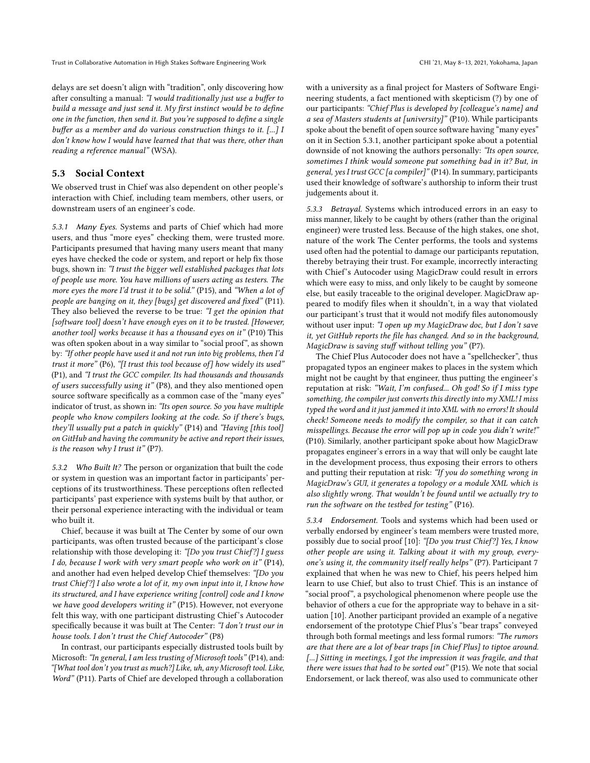delays are set doesn't align with "tradition", only discovering how after consulting a manual: *"I would traditionally just use a buffer to build a message and just send it. My first instinct would be to define one in the function, then send it. But you're supposed to define a single buffer as a member and do various construction things to it. [...] I don't know how I would have learned that that was there, other than reading a reference manual"* (WSA).

## 5.3 Social Context

We observed trust in Chief was also dependent on other people's interaction with Chief, including team members, other users, or downstream users of an engineer's code.

*5.3.1 Many Eyes.* Systems and parts of Chief which had more users, and thus "more eyes" checking them, were trusted more. Participants presumed that having many users meant that many eyes have checked the code or system, and report or help fix those bugs, shown in: *"I trust the bigger well established packages that lots of people use more. You have millions of users acting as testers. The more eyes the more I'd trust it to be solid."* (P15), and *"When a lot of people are banging on it, they [bugs] get discovered and fixed"* (P11). They also believed the reverse to be true: *"I get the opinion that [software tool] doesn't have enough eyes on it to be trusted. [However, another tool] works because it has a thousand eyes on it"* (P10) This was often spoken about in a way similar to "social proof", as shown by: *"If other people have used it and not run into big problems, then I'd trust it more"* (P6), *"[I trust this tool because of] how widely its used"* (P1), and *"I trust the GCC compiler. Its had thousands and thousands of users successfully using it"* (P8), and they also mentioned open source software specifically as a common case of the "many eyes" indicator of trust, as shown in: *"Its open source. So you have multiple people who know compilers looking at the code. So if there's bugs, they'll usually put a patch in quickly"* (P14) and *"Having [this tool] on GitHub and having the community be active and report their issues, is the reason why I trust it"* (P7).

*5.3.2 Who Built It?* The person or organization that built the code or system in question was an important factor in participants' perceptions of its trustworthiness. These perceptions often reflected participants' past experience with systems built by that author, or their personal experience interacting with the individual or team who built it.

Chief, because it was built at The Center by some of our own participants, was often trusted because of the participant's close relationship with those developing it: *"[Do you trust Chief?] I guess I do, because I work with very smart people who work on it"* (P14), and another had even helped develop Chief themselves: *"[Do you trust Chief?] I also wrote a lot of it, my own input into it, I know how its structured, and I have experience writing [control] code and I know we have good developers writing it"* (P15). However, not everyone felt this way, with one participant distrusting Chief 's Autocoder specifically because it was built at The Center: *"I don't trust our in house tools. I don't trust the Chief Autocoder"* (P8)

In contrast, our participants especially distrusted tools built by Microsoft: *"In general, I am less trusting of Microsoft tools"* (P14), and: *"[What tool don't you trust as much?] Like, uh, any Microsoft tool. Like, Word"* (P11). Parts of Chief are developed through a collaboration with a university as a final project for Masters of Software Engineering students, a fact mentioned with skepticism (?) by one of our participants: *"Chief Plus is developed by [colleague's name] and a sea of Masters students at [university]"* (P10). While participants spoke about the benefit of open source software having "many eyes" on it in Section 5.3.1, another participant spoke about a potential downside of not knowing the authors personally: *"Its open source, sometimes I think would someone put something bad in it? But, in general, yes I trust GCC [a compiler]"* (P14). In summary, participants used their knowledge of software's authorship to inform their trust judgements about it.

*5.3.3 Betrayal.* Systems which introduced errors in an easy to miss manner, likely to be caught by others (rather than the original engineer) were trusted less. Because of the high stakes, one shot, nature of the work The Center performs, the tools and systems used often had the potential to damage our participants reputation, thereby betraying their trust. For example, incorrectly interacting with Chief's Autocoder using MagicDraw could result in errors which were easy to miss, and only likely to be caught by someone else, but easily traceable to the original developer. MagicDraw appeared to modify files when it shouldn't, in a way that violated our participant's trust that it would not modify files autonomously without user input: *"I open up my MagicDraw doc, but I don't save it, yet GitHub reports the file has changed. And so in the background, MagicDraw is saving stuff without telling you"* (P7).

The Chief Plus Autocoder does not have a "spellchecker", thus propagated typos an engineer makes to places in the system which might not be caught by that engineer, thus putting the engineer's reputation at risk: *"Wait, I'm confused... Oh god! So if I miss type something, the compiler just converts this directly into my XML! I miss typed the word and it just jammed it into XML with no errors! It should check! Someone needs to modify the compiler, so that it can catch misspellings. Because the error will pop up in code you didn't write!"* (P10). Similarly, another participant spoke about how MagicDraw propagates engineer's errors in a way that will only be caught late in the development process, thus exposing their errors to others and putting their reputation at risk: *"If you do something wrong in MagicDraw's GUI, it generates a topology or a module XML which is also slightly wrong. That wouldn't be found until we actually try to run the software on the testbed for testing"* (P16).

*5.3.4 Endorsement.* Tools and systems which had been used or verbally endorsed by engineer's team members were trusted more, possibly due to social proof [10]: *"[Do you trust Chief?] Yes, I know other people are using it. Talking about it with my group, everyone's using it, the community itself really helps"* (P7). Participant 7 explained that when he was new to Chief, his peers helped him learn to use Chief, but also to trust Chief. This is an instance of "social proof", a psychological phenomenon where people use the behavior of others a cue for the appropriate way to behave in a situation [10]. Another participant provided an example of a negative endorsement of the prototype Chief Plus's "bear traps" conveyed through both formal meetings and less formal rumors: *"The rumors are that there are a lot of bear traps [in Chief Plus] to tiptoe around. [...] Sitting in meetings, I got the impression it was fragile, and that there were issues that had to be sorted out"* (P15). We note that social Endorsement, or lack thereof, was also used to communicate other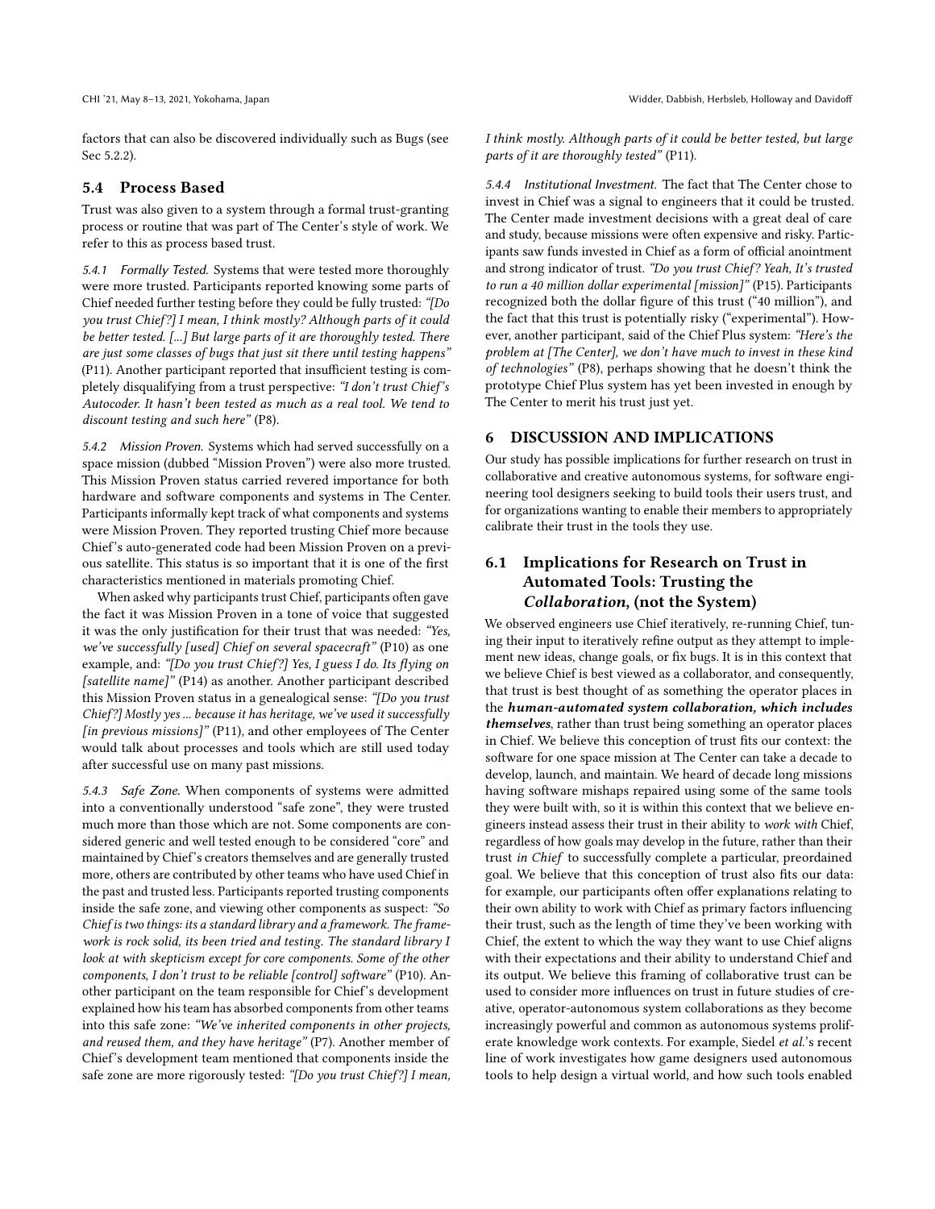factors that can also be discovered individually such as Bugs (see Sec 5.2.2).

## 5.4 Process Based

Trust was also given to a system through a formal trust-granting process or routine that was part of The Center's style of work. We refer to this as process based trust.

*5.4.1 Formally Tested.* Systems that were tested more thoroughly were more trusted. Participants reported knowing some parts of Chief needed further testing before they could be fully trusted: *"[Do you trust Chief?] I mean, I think mostly? Although parts of it could be better tested. [...] But large parts of it are thoroughly tested. There are just some classes of bugs that just sit there until testing happens"* (P11). Another participant reported that insufficient testing is completely disqualifying from a trust perspective: *"I don't trust Chief's Autocoder. It hasn't been tested as much as a real tool. We tend to discount testing and such here"* (P8).

*5.4.2 Mission Proven.* Systems which had served successfully on a space mission (dubbed "Mission Proven") were also more trusted. This Mission Proven status carried revered importance for both hardware and software components and systems in The Center. Participants informally kept track of what components and systems were Mission Proven. They reported trusting Chief more because Chief's auto-generated code had been Mission Proven on a previous satellite. This status is so important that it is one of the first characteristics mentioned in materials promoting Chief.

When asked why participants trust Chief, participants often gave the fact it was Mission Proven in a tone of voice that suggested it was the only justification for their trust that was needed: *"Yes, we've successfully [used] Chief on several spacecraft"* (P10) as one example, and: *"[Do you trust Chief?] Yes, I guess I do. Its flying on [satellite name]"* (P14) as another. Another participant described this Mission Proven status in a genealogical sense: *"[Do you trust Chief?] Mostly yes ... because it has heritage, we've used it successfully [in previous missions]"* (P11), and other employees of The Center would talk about processes and tools which are still used today after successful use on many past missions.

*5.4.3 Safe Zone.* When components of systems were admitted into a conventionally understood "safe zone", they were trusted much more than those which are not. Some components are considered generic and well tested enough to be considered "core" and maintained by Chief's creators themselves and are generally trusted more, others are contributed by other teams who have used Chief in the past and trusted less. Participants reported trusting components inside the safe zone, and viewing other components as suspect: *"So Chief is two things: its a standard library and a framework. The framework is rock solid, its been tried and testing. The standard library I look at with skepticism except for core components. Some of the other components, I don't trust to be reliable [control] software"* (P10). Another participant on the team responsible for Chief's development explained how his team has absorbed components from other teams into this safe zone: *"We've inherited components in other projects, and reused them, and they have heritage"* (P7). Another member of Chief's development team mentioned that components inside the safe zone are more rigorously tested: *"[Do you trust Chief?] I mean, I think mostly. Although parts of it could be better tested, but large parts of it are thoroughly tested"* (P11).

*5.4.4 Institutional Investment.* The fact that The Center chose to invest in Chief was a signal to engineers that it could be trusted. The Center made investment decisions with a great deal of care and study, because missions were often expensive and risky. Participants saw funds invested in Chief as a form of official anointment and strong indicator of trust. *"Do you trust Chief? Yeah, It's trusted to run a 40 million dollar experimental [mission]"* (P15). Participants recognized both the dollar figure of this trust ("40 million"), and the fact that this trust is potentially risky ("experimental"). However, another participant, said of the Chief Plus system: *"Here's the problem at [The Center], we don't have much to invest in these kind of technologies"* (P8), perhaps showing that he doesn't think the prototype Chief Plus system has yet been invested in enough by The Center to merit his trust just yet.

# 6 DISCUSSION AND IMPLICATIONS

Our study has possible implications for further research on trust in collaborative and creative autonomous systems, for software engineering tool designers seeking to build tools their users trust, and for organizations wanting to enable their members to appropriately calibrate their trust in the tools they use.

## 6.1 Implications for Research on Trust in Automated Tools: Trusting the *Collaboration*, (not the System)

We observed engineers use Chief iteratively, re-running Chief, tuning their input to iteratively refine output as they attempt to implement new ideas, change goals, or fix bugs. It is in this context that we believe Chief is best viewed as a collaborator, and consequently, that trust is best thought of as something the operator places in the ***human-automated system collaboration, which includes themselves***, rather than trust being something an operator places in Chief. We believe this conception of trust fits our context: the software for one space mission at The Center can take a decade to develop, launch, and maintain. We heard of decade long missions having software mishaps repaired using some of the same tools they were built with, so it is within this context that we believe engineers instead assess their trust in their ability to *work with* Chief, regardless of how goals may develop in the future, rather than their trust *in Chief* to successfully complete a particular, preordained goal. We believe that this conception of trust also fits our data: for example, our participants often offer explanations relating to their own ability to work with Chief as primary factors influencing their trust, such as the length of time they've been working with Chief, the extent to which the way they want to use Chief aligns with their expectations and their ability to understand Chief and its output. We believe this framing of collaborative trust can be used to consider more influences on trust in future studies of creative, operator-autonomous system collaborations as they become increasingly powerful and common as autonomous systems proliferate knowledge work contexts. For example, Siedel *et al.*'s recent line of work investigates how game designers used autonomous tools to help design a virtual world, and how such tools enabled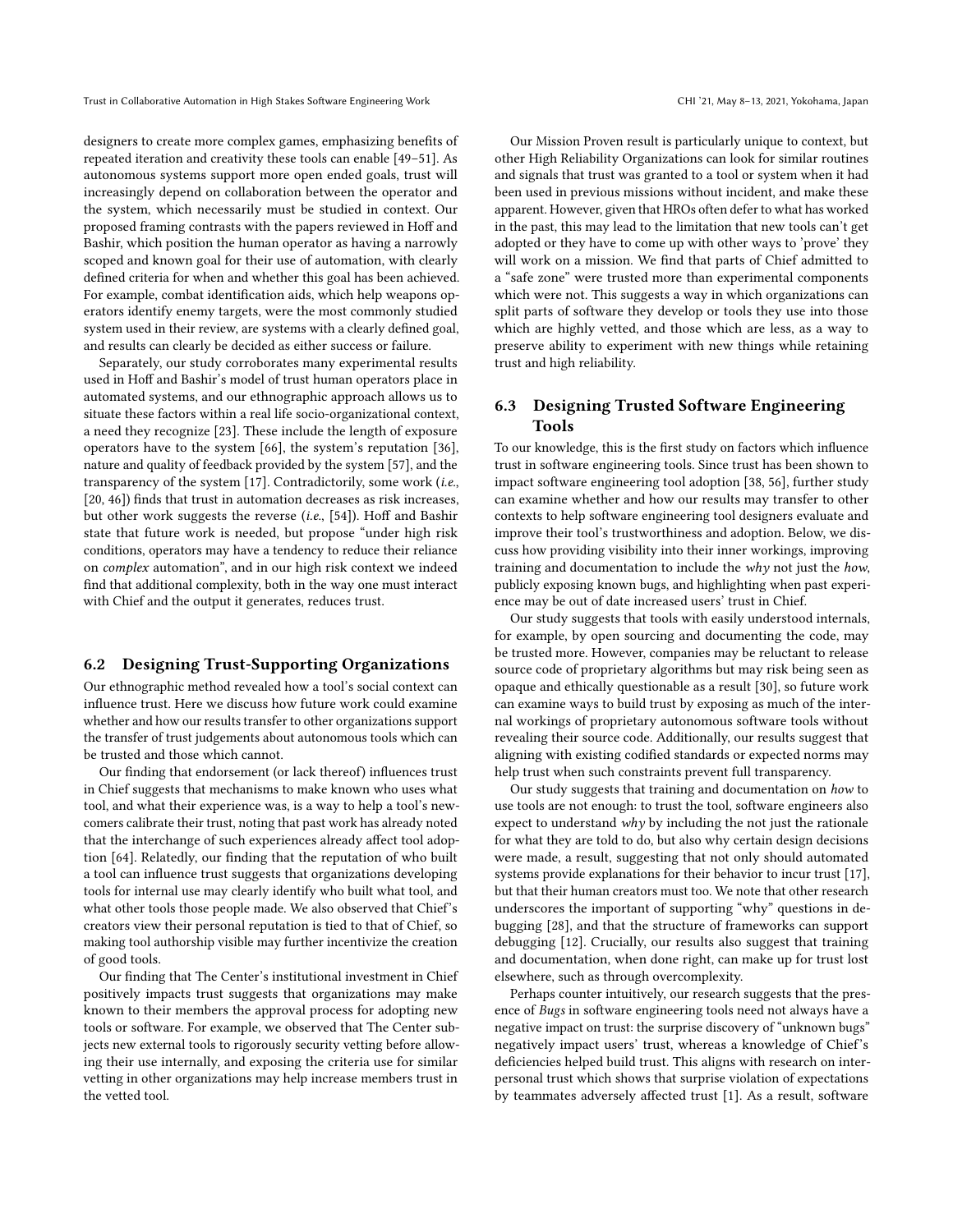designers to create more complex games, emphasizing benefits of repeated iteration and creativity these tools can enable [49–51]. As autonomous systems support more open ended goals, trust will increasingly depend on collaboration between the operator and the system, which necessarily must be studied in context. Our proposed framing contrasts with the papers reviewed in Hoff and Bashir, which position the human operator as having a narrowly scoped and known goal for their use of automation, with clearly defined criteria for when and whether this goal has been achieved. For example, combat identification aids, which help weapons operators identify enemy targets, were the most commonly studied system used in their review, are systems with a clearly defined goal, and results can clearly be decided as either success or failure.

Separately, our study corroborates many experimental results used in Hoff and Bashir's model of trust human operators place in automated systems, and our ethnographic approach allows us to situate these factors within a real life socio-organizational context, a need they recognize [23]. These include the length of exposure operators have to the system [66], the system's reputation [36], nature and quality of feedback provided by the system [57], and the transparency of the system [17]. Contradictorily, some work (*i.e.*, [20, 46]) finds that trust in automation decreases as risk increases, but other work suggests the reverse (*i.e.*, [54]). Hoff and Bashir state that future work is needed, but propose "under high risk conditions, operators may have a tendency to reduce their reliance on *complex* automation", and in our high risk context we indeed find that additional complexity, both in the way one must interact with Chief and the output it generates, reduces trust.

## 6.2 Designing Trust-Supporting Organizations

Our ethnographic method revealed how a tool's social context can influence trust. Here we discuss how future work could examine whether and how our results transfer to other organizations support the transfer of trust judgements about autonomous tools which can be trusted and those which cannot.

Our finding that endorsement (or lack thereof) influences trust in Chief suggests that mechanisms to make known who uses what tool, and what their experience was, is a way to help a tool's newcomers calibrate their trust, noting that past work has already noted that the interchange of such experiences already affect tool adoption [64]. Relatedly, our finding that the reputation of who built a tool can influence trust suggests that organizations developing tools for internal use may clearly identify who built what tool, and what other tools those people made. We also observed that Chief's creators view their personal reputation is tied to that of Chief, so making tool authorship visible may further incentivize the creation of good tools.

Our finding that The Center's institutional investment in Chief positively impacts trust suggests that organizations may make known to their members the approval process for adopting new tools or software. For example, we observed that The Center subjects new external tools to rigorously security vetting before allowing their use internally, and exposing the criteria use for similar vetting in other organizations may help increase members trust in the vetted tool.

Our Mission Proven result is particularly unique to context, but other High Reliability Organizations can look for similar routines and signals that trust was granted to a tool or system when it had been used in previous missions without incident, and make these apparent. However, given that HROs often defer to what has worked in the past, this may lead to the limitation that new tools can't get adopted or they have to come up with other ways to 'prove' they will work on a mission. We find that parts of Chief admitted to a "safe zone" were trusted more than experimental components which were not. This suggests a way in which organizations can split parts of software they develop or tools they use into those which are highly vetted, and those which are less, as a way to preserve ability to experiment with new things while retaining trust and high reliability.

## 6.3 Designing Trusted Software Engineering Tools

To our knowledge, this is the first study on factors which influence trust in software engineering tools. Since trust has been shown to impact software engineering tool adoption [38, 56], further study can examine whether and how our results may transfer to other contexts to help software engineering tool designers evaluate and improve their tool's trustworthiness and adoption. Below, we discuss how providing visibility into their inner workings, improving training and documentation to include the *why* not just the *how*, publicly exposing known bugs, and highlighting when past experience may be out of date increased users' trust in Chief.

Our study suggests that tools with easily understood internals, for example, by open sourcing and documenting the code, may be trusted more. However, companies may be reluctant to release source code of proprietary algorithms but may risk being seen as opaque and ethically questionable as a result [30], so future work can examine ways to build trust by exposing as much of the internal workings of proprietary autonomous software tools without revealing their source code. Additionally, our results suggest that aligning with existing codified standards or expected norms may help trust when such constraints prevent full transparency.

Our study suggests that training and documentation on *how* to use tools are not enough: to trust the tool, software engineers also expect to understand *why* by including the not just the rationale for what they are told to do, but also why certain design decisions were made, a result, suggesting that not only should automated systems provide explanations for their behavior to incur trust [17], but that their human creators must too. We note that other research underscores the important of supporting "why" questions in debugging [28], and that the structure of frameworks can support debugging [12]. Crucially, our results also suggest that training and documentation, when done right, can make up for trust lost elsewhere, such as through overcomplexity.

Perhaps counter intuitively, our research suggests that the presence of *Bugs* in software engineering tools need not always have a negative impact on trust: the surprise discovery of "unknown bugs" negatively impact users' trust, whereas a knowledge of Chief's deficiencies helped build trust. This aligns with research on interpersonal trust which shows that surprise violation of expectations by teammates adversely affected trust [1]. As a result, software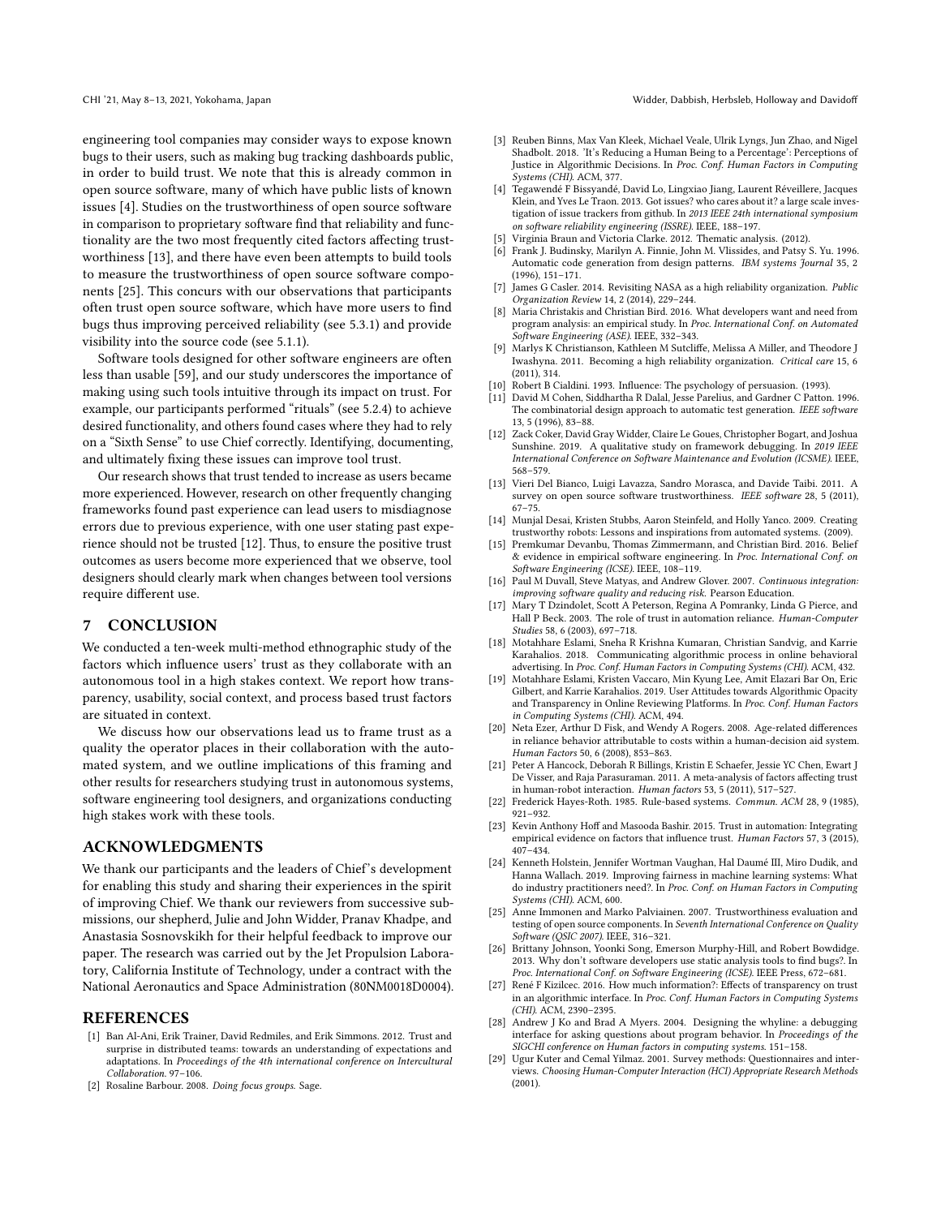engineering tool companies may consider ways to expose known bugs to their users, such as making bug tracking dashboards public, in order to build trust. We note that this is already common in open source software, many of which have public lists of known issues [4]. Studies on the trustworthiness of open source software in comparison to proprietary software find that reliability and functionality are the two most frequently cited factors affecting trustworthiness [13], and there have even been attempts to build tools to measure the trustworthiness of open source software components [25]. This concurs with our observations that participants often trust open source software, which have more users to find bugs thus improving perceived reliability (see 5.3.1) and provide visibility into the source code (see 5.1.1).

Software tools designed for other software engineers are often less than usable [59], and our study underscores the importance of making using such tools intuitive through its impact on trust. For example, our participants performed "rituals" (see 5.2.4) to achieve desired functionality, and others found cases where they had to rely on a "Sixth Sense" to use Chief correctly. Identifying, documenting, and ultimately fixing these issues can improve tool trust.

Our research shows that trust tended to increase as users became more experienced. However, research on other frequently changing frameworks found past experience can lead users to misdiagnose errors due to previous experience, with one user stating past experience should not be trusted [12]. Thus, to ensure the positive trust outcomes as users become more experienced that we observe, tool designers should clearly mark when changes between tool versions require different use.

## 7 CONCLUSION

We conducted a ten-week multi-method ethnographic study of the factors which influence users' trust as they collaborate with an autonomous tool in a high stakes context. We report how transparency, usability, social context, and process based trust factors are situated in context.

We discuss how our observations lead us to frame trust as a quality the operator places in their collaboration with the automated system, and we outline implications of this framing and other results for researchers studying trust in autonomous systems, software engineering tool designers, and organizations conducting high stakes work with these tools.

## ACKNOWLEDGMENTS

We thank our participants and the leaders of Chief's development for enabling this study and sharing their experiences in the spirit of improving Chief. We thank our reviewers from successive submissions, our shepherd, Julie and John Widder, Pranav Khadpe, and Anastasia Sosnovskikh for their helpful feedback to improve our paper. The research was carried out by the Jet Propulsion Laboratory, California Institute of Technology, under a contract with the National Aeronautics and Space Administration (80NM0018D0004).

## REFERENCES

[1] Ban Al-Ani, Erik Trainer, David Redmiles, and Erik Simmons. 2012. Trust and surprise in distributed teams: towards an understanding of expectations and adaptations. In *Proceedings of the 4th international conference on Intercultural Collaboration*. 97–106.

[2] Rosaline Barbour. 2008. *Doing focus groups*. Sage.

[3] Reuben Binns, Max Van Kleek, Michael Veale, Ulrik Lyngs, Jun Zhao, and Nigel Shadbolt. 2018. 'It's Reducing a Human Being to a Percentage': Perceptions of Justice in Algorithmic Decisions. In *Proc. Conf. Human Factors in Computing Systems (CHI)*. ACM, 377.

[4] Tegawendé F Bissyandé, David Lo, Lingxiao Jiang, Laurent Réveillere, Jacques Klein, and Yves Le Traon. 2013. Got issues? who cares about it? a large scale investigation of issue trackers from github. In *2013 IEEE 24th international symposium on software reliability engineering (ISSRE)*. IEEE, 188–197.

[5] Virginia Braun and Victoria Clarke. 2012. Thematic analysis. (2012).

[6] Frank J. Budinsky, Marilyn A. Finnie, John M. Vlissides, and Patsy S. Yu. 1996. Automatic code generation from design patterns. *IBM systems Journal* 35, 2 (1996), 151–171.

[7] James G Casler. 2014. Revisiting NASA as a high reliability organization. *Public Organization Review* 14, 2 (2014), 229–244.

[8] Maria Christakis and Christian Bird. 2016. What developers want and need from program analysis: an empirical study. In *Proc. International Conf. on Automated Software Engineering (ASE)*. IEEE, 332–343.

[9] Marlys K Christianson, Kathleen M Sutcliffe, Melissa A Miller, and Theodore J Iwashyna. 2011. Becoming a high reliability organization. *Critical care* 15, 6 (2011), 314.

[10] Robert B Cialdini. 1993. Influence: The psychology of persuasion. (1993).

[11] David M Cohen, Siddhartha R Dalal, Jesse Parelius, and Gardner C Patton. 1996. The combinatorial design approach to automatic test generation. *IEEE software* 13, 5 (1996), 83–88.

[12] Zack Coker, David Gray Widder, Claire Le Goues, Christopher Bogart, and Joshua Sunshine. 2019. A qualitative study on framework debugging. In *2019 IEEE International Conference on Software Maintenance and Evolution (ICSME)*. IEEE, 568–579.

[13] Vieri Del Bianco, Luigi Lavazza, Sandro Morasca, and Davide Taibi. 2011. A survey on open source software trustworthiness. *IEEE software* 28, 5 (2011), 67–75.

[14] Munjal Desai, Kristen Stubbs, Aaron Steinfeld, and Holly Yanco. 2009. Creating trustworthy robots: Lessons and inspirations from automated systems. (2009).

[15] Premkumar Devanbu, Thomas Zimmermann, and Christian Bird. 2016. Belief & evidence in empirical software engineering. In *Proc. International Conf. on Software Engineering (ICSE)*. IEEE, 108–119.

[16] Paul M Duvall, Steve Matyas, and Andrew Glover. 2007. *Continuous integration: improving software quality and reducing risk*. Pearson Education.

[17] Mary T Dzindolet, Scott A Peterson, Regina A Pomranky, Linda G Pierce, and Hall P Beck. 2003. The role of trust in automation reliance. *Human-Computer Studies* 58, 6 (2003), 697–718.

[18] Motahhare Eslami, Sneha R Krishna Kumaran, Christian Sandvig, and Karrie Karahalios. 2018. Communicating algorithmic process in online behavioral advertising. In *Proc. Conf. Human Factors in Computing Systems (CHI)*. ACM, 432.

[19] Motahhare Eslami, Kristen Vaccaro, Min Kyung Lee, Amit Elazari Bar On, Eric Gilbert, and Karrie Karahalios. 2019. User Attitudes towards Algorithmic Opacity and Transparency in Online Reviewing Platforms. In *Proc. Conf. Human Factors in Computing Systems (CHI)*. ACM, 494.

[20] Neta Ezer, Arthur D Fisk, and Wendy A Rogers. 2008. Age-related differences in reliance behavior attributable to costs within a human-decision aid system. *Human Factors* 50, 6 (2008), 853–863.

[21] Peter A Hancock, Deborah R Billings, Kristin E Schaefer, Jessie YC Chen, Ewart J De Visser, and Raja Parasuraman. 2011. A meta-analysis of factors affecting trust in human-robot interaction. *Human factors* 53, 5 (2011), 517–527.

[22] Frederick Hayes-Roth. 1985. Rule-based systems. *Commun. ACM* 28, 9 (1985), 921–932.

[23] Kevin Anthony Hoff and Masooda Bashir. 2015. Trust in automation: Integrating empirical evidence on factors that influence trust. *Human Factors* 57, 3 (2015), 407–434.

[24] Kenneth Holstein, Jennifer Wortman Vaughan, Hal Daumé III, Miro Dudik, and Hanna Wallach. 2019. Improving fairness in machine learning systems: What do industry practitioners need?. In *Proc. Conf. on Human Factors in Computing Systems (CHI)*. ACM, 600.

[25] Anne Immonen and Marko Palviainen. 2007. Trustworthiness evaluation and testing of open source components. In *Seventh International Conference on Quality Software (QSIC 2007)*. IEEE, 316–321.

[26] Brittany Johnson, Yoonki Song, Emerson Murphy-Hill, and Robert Bowdidge. 2013. Why don't software developers use static analysis tools to find bugs?. In *Proc. International Conf. on Software Engineering (ICSE)*. IEEE Press, 672–681.

[27] René F Kizilcec. 2016. How much information?: Effects of transparency on trust in an algorithmic interface. In *Proc. Conf. Human Factors in Computing Systems (CHI)*. ACM, 2390–2395.

[28] Andrew J Ko and Brad A Myers. 2004. Designing the whyline: a debugging interface for asking questions about program behavior. In *Proceedings of the SIGCHI conference on Human factors in computing systems*. 151–158.

[29] Ugur Kuter and Cemal Yilmaz. 2001. Survey methods: Questionnaires and interviews. *Choosing Human-Computer Interaction (HCI) Appropriate Research Methods* (2001).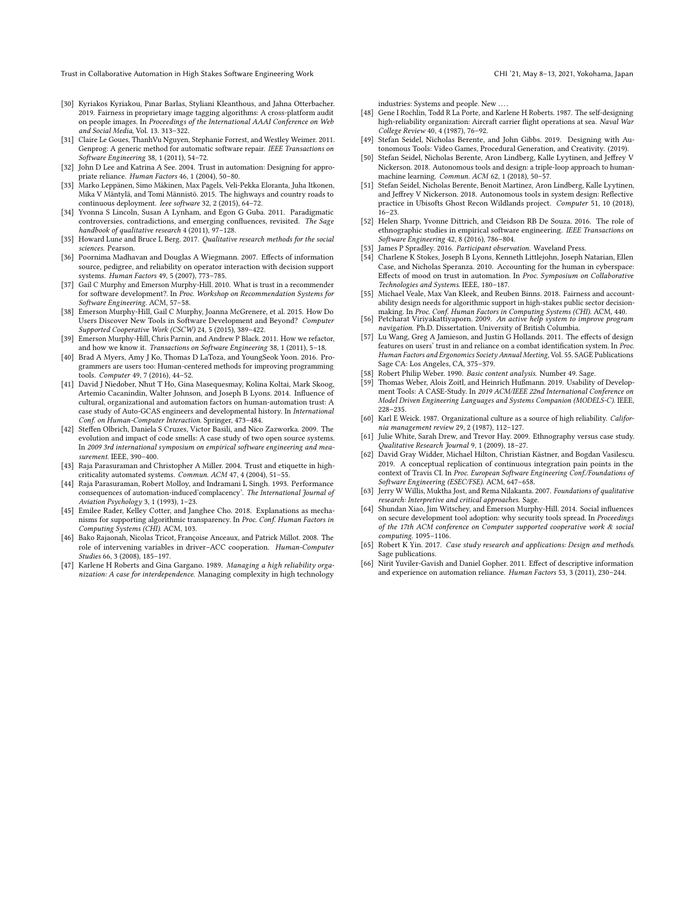[30] Kyriakos Kyriakou, Pınar Barlas, Styliani Kleanthous, and Jahna Otterbacher. 2019. Fairness in proprietary image tagging algorithms: A cross-platform audit on people images. In *Proceedings of the International AAAI Conference on Web and Social Media*, Vol. 13. 313–322.

[31] Claire Le Goues, ThanhVu Nguyen, Stephanie Forrest, and Westley Weimer. 2011. Genprog: A generic method for automatic software repair. *IEEE Transactions on Software Engineering* 38, 1 (2011), 54–72.

[32] John D Lee and Katrina A See. 2004. Trust in automation: Designing for appropriate reliance. *Human Factors* 46, 1 (2004), 50–80.

[33] Marko Leppänen, Simo Mäkinen, Max Pagels, Veli-Pekka Eloranta, Juha Itkonen, Mika V Mäntylä, and Tomi Männistö. 2015. The highways and country roads to continuous deployment. *Ieee software* 32, 2 (2015), 64–72.

[34] Yvonna S Lincoln, Susan A Lynham, and Egon G Guba. 2011. Paradigmatic controversies, contradictions, and emerging confluences, revisited. *The Sage handbook of qualitative research* 4 (2011), 97–128.

[35] Howard Lune and Bruce L Berg. 2017. *Qualitative research methods for the social sciences*. Pearson.

[36] Poornima Madhavan and Douglas A Wiegmann. 2007. Effects of information source, pedigree, and reliability on operator interaction with decision support systems. *Human Factors* 49, 5 (2007), 773–785.

[37] Gail C Murphy and Emerson Murphy-Hill. 2010. What is trust in a recommender for software development?. In *Proc. Workshop on Recommendation Systems for Software Engineering*. ACM, 57–58.

[38] Emerson Murphy-Hill, Gail C Murphy, Joanna McGrenere, et al. 2015. How Do Users Discover New Tools in Software Development and Beyond? *Computer Supported Cooperative Work (CSCW)* 24, 5 (2015), 389–422.

[39] Emerson Murphy-Hill, Chris Parnin, and Andrew P Black. 2011. How we refactor, and how we know it. *Transactions on Software Engineering* 38, 1 (2011), 5–18.

[40] Brad A Myers, Amy J Ko, Thomas D LaToza, and YoungSeok Yoon. 2016. Programmers are users too: Human-centered methods for improving programming tools. *Computer* 49, 7 (2016), 44–52.

[41] David J Niedober, Nhut T Ho, Gina Masequesmay, Kolina Koltai, Mark Skoog, Artemio Cacanindin, Walter Johnson, and Joseph B Lyons. 2014. Influence of cultural, organizational and automation factors on human-automation trust: A case study of Auto-GCAS engineers and developmental history. In *International Conf. on Human-Computer Interaction*. Springer, 473–484.

[42] Steffen Olbrich, Daniela S Cruzes, Victor Basili, and Nico Zazworka. 2009. The evolution and impact of code smells: A case study of two open source systems. In *2009 3rd international symposium on empirical software engineering and measurement*. IEEE, 390–400.

[43] Raja Parasuraman and Christopher A Miller. 2004. Trust and etiquette in high-criticality automated systems. *Commun. ACM* 47, 4 (2004), 51–55.

[44] Raja Parasuraman, Robert Molloy, and Indramani L Singh. 1993. Performance consequences of automation-induced'complacency'. *The International Journal of Aviation Psychology* 3, 1 (1993), 1–23.

[45] Emilee Rader, Kelley Cotter, and Janghee Cho. 2018. Explanations as mechanisms for supporting algorithmic transparency. In *Proc. Conf. Human Factors in Computing Systems (CHI)*. ACM, 103.

[46] Bako Rajaonah, Nicolas Tricot, Françoise Anceaux, and Patrick Millot. 2008. The role of intervening variables in driver–ACC cooperation. *Human-Computer Studies* 66, 3 (2008), 185–197.

[47] Karlene H Roberts and Gina Gargano. 1989. *Managing a high reliability organization: A case for interdependence*. Managing complexity in high technology industries: Systems and people. New ....

[48] Gene I Rochlin, Todd R La Porte, and Karlene H Roberts. 1987. The self-designing high-reliability organization: Aircraft carrier flight operations at sea. *Naval War College Review* 40, 4 (1987), 76–92.

[49] Stefan Seidel, Nicholas Berente, and John Gibbs. 2019. Designing with Autonomous Tools: Video Games, Procedural Generation, and Creativity. (2019).

[50] Stefan Seidel, Nicholas Berente, Aron Lindberg, Kalle Lyytinen, and Jeffrey V Nickerson. 2018. Autonomous tools and design: a triple-loop approach to human-machine learning. *Commun. ACM* 62, 1 (2018), 50–57.

[51] Stefan Seidel, Nicholas Berente, Benoit Martinez, Aron Lindberg, Kalle Lyytinen, and Jeffrey V Nickerson. 2018. Autonomous tools in system design: Reflective practice in Ubisofts Ghost Recon Wildlands project. *Computer* 51, 10 (2018), 16–23.

[52] Helen Sharp, Yvonne Dittrich, and Cleidson RB De Souza. 2016. The role of ethnographic studies in empirical software engineering. *IEEE Transactions on Software Engineering* 42, 8 (2016), 786–804.

[53] James P Spradley. 2016. *Participant observation*. Waveland Press.

[54] Charlene K Stokes, Joseph B Lyons, Kenneth Littlejohn, Joseph Natarian, Ellen Case, and Nicholas Speranza. 2010. Accounting for the human in cyberspace: Effects of mood on trust in automation. In *Proc. Symposium on Collaborative Technologies and Systems*. IEEE, 180–187.

[55] Michael Veale, Max Van Kleek, and Reuben Binns. 2018. Fairness and accountability design needs for algorithmic support in high-stakes public sector decision-making. In *Proc. Conf. Human Factors in Computing Systems (CHI)*. ACM, 440.

[56] Petcharat Viriyakattiyaporn. 2009. *An active help system to improve program navigation*. Ph.D. Dissertation. University of British Columbia.

[57] Lu Wang, Greg A Jamieson, and Justin G Hollands. 2011. The effects of design features on users' trust in and reliance on a combat identification system. In *Proc. Human Factors and Ergonomics Society Annual Meeting*, Vol. 55. SAGE Publications Sage CA: Los Angeles, CA, 375–379.

[58] Robert Philip Weber. 1990. *Basic content analysis*. Number 49. Sage.

[59] Thomas Weber, Alois Zoitl, and Heinrich Hußmann. 2019. Usability of Development Tools: A CASE-Study. In *2019 ACM/IEEE 22nd International Conference on Model Driven Engineering Languages and Systems Companion (MODELS-C)*. IEEE, 228–235.

[60] Karl E Weick. 1987. Organizational culture as a source of high reliability. *California management review* 29, 2 (1987), 112–127.

[61] Julie White, Sarah Drew, and Trevor Hay. 2009. Ethnography versus case study. *Qualitative Research Journal* 9, 1 (2009), 18–27.

[62] David Gray Widder, Michael Hilton, Christian Kästner, and Bogdan Vasilescu. 2019. A conceptual replication of continuous integration pain points in the context of Travis CI. In *Proc. European Software Engineering Conf./Foundations of Software Engineering (ESEC/FSE)*. ACM, 647–658.

[63] Jerry W Willis, Muktha Jost, and Rema Nilakanta. 2007. *Foundations of qualitative research: Interpretive and critical approaches*. Sage.

[64] Shundan Xiao, Jim Witschey, and Emerson Murphy-Hill. 2014. Social influences on secure development tool adoption: why security tools spread. In *Proceedings of the 17th ACM conference on Computer supported cooperative work & social computing*. 1095–1106.

[65] Robert K Yin. 2017. *Case study research and applications: Design and methods*. Sage publications.

[66] Nirit Yuviler-Gavish and Daniel Gopher. 2011. Effect of descriptive information and experience on automation reliance. *Human Factors* 53, 3 (2011), 230–244.